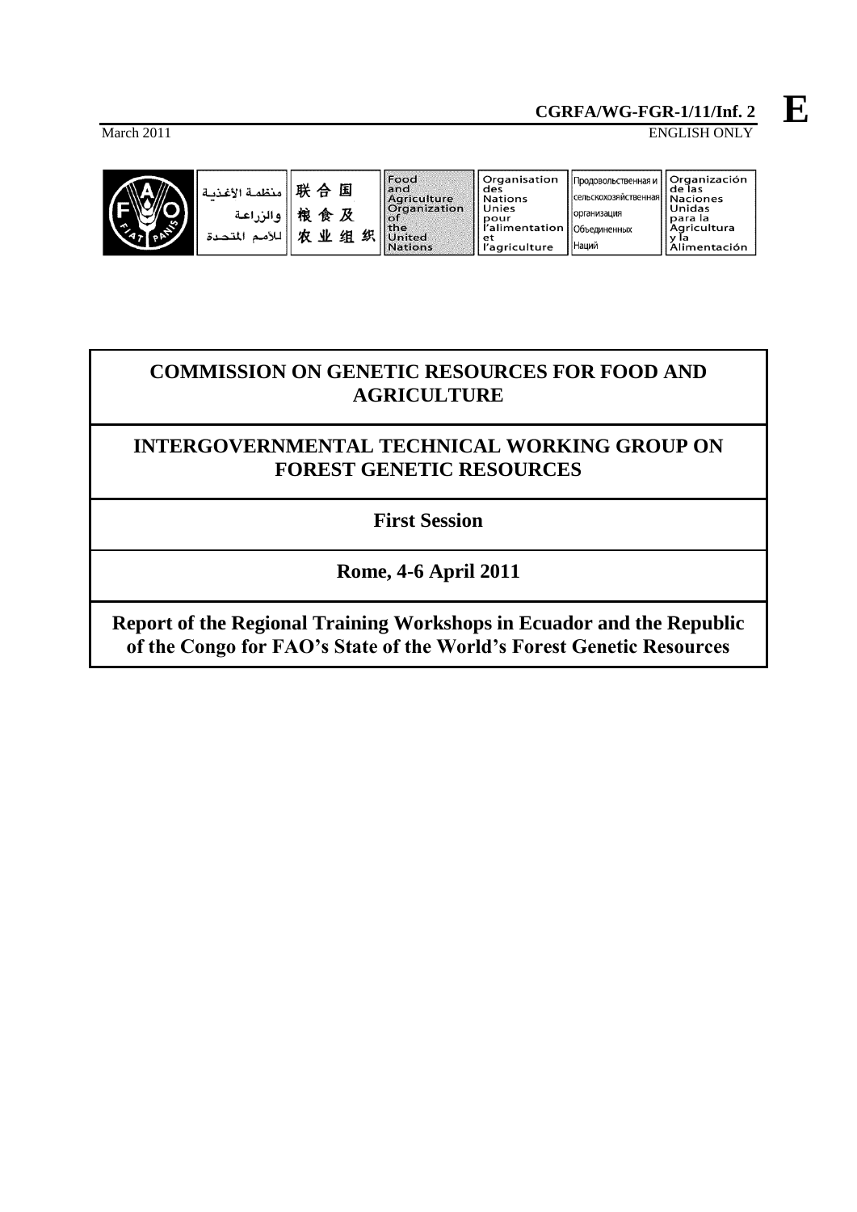**E**

**CGRFA/WG-FGR-1/11/Inf. 2**

March 2011

ENGLISH ONLY

منظمة الأغذية والزراعة للأمم المتحدة | 联合国粮食及农业组织 | Food and Agriculture Organization of the United Nations | Organisation des Nations Unies pour l'alimentation et l'agriculture | Продовольственная и сельскохозяйственная организация Объединенных Наций | Organización de las Naciones Unidas para la Agricultura y la Alimentación

# COMMISSION ON GENETIC RESOURCES FOR FOOD AND AGRICULTURE

## INTERGOVERNMENTAL TECHNICAL WORKING GROUP ON FOREST GENETIC RESOURCES

### First Session

### Rome, 4-6 April 2011

### Report of the Regional Training Workshops in Ecuador and the Republic of the Congo for FAO's State of the World's Forest Genetic Resources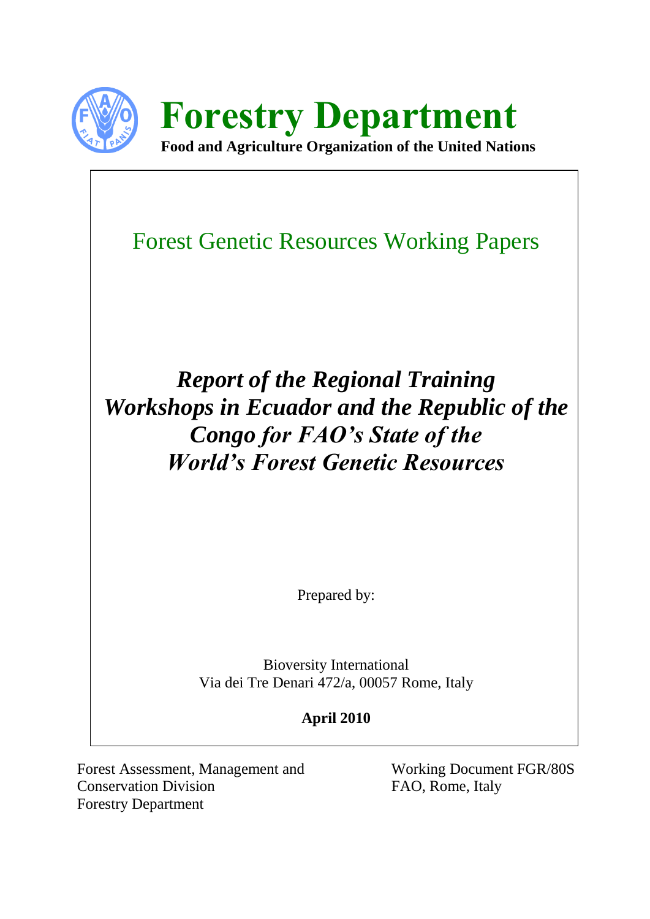# Forestry Department

**Food and Agriculture Organization of the United Nations**

Forest Genetic Resources Working Papers

## *Report of the Regional Training Workshops in Ecuador and the Republic of the Congo for FAO's State of the World's Forest Genetic Resources*

Prepared by:

Bioversity International
Via dei Tre Denari 472/a, 00057 Rome, Italy

**April 2010**

Forest Assessment, Management and Conservation Division
Forestry Department

Working Document FGR/80S
FAO, Rome, Italy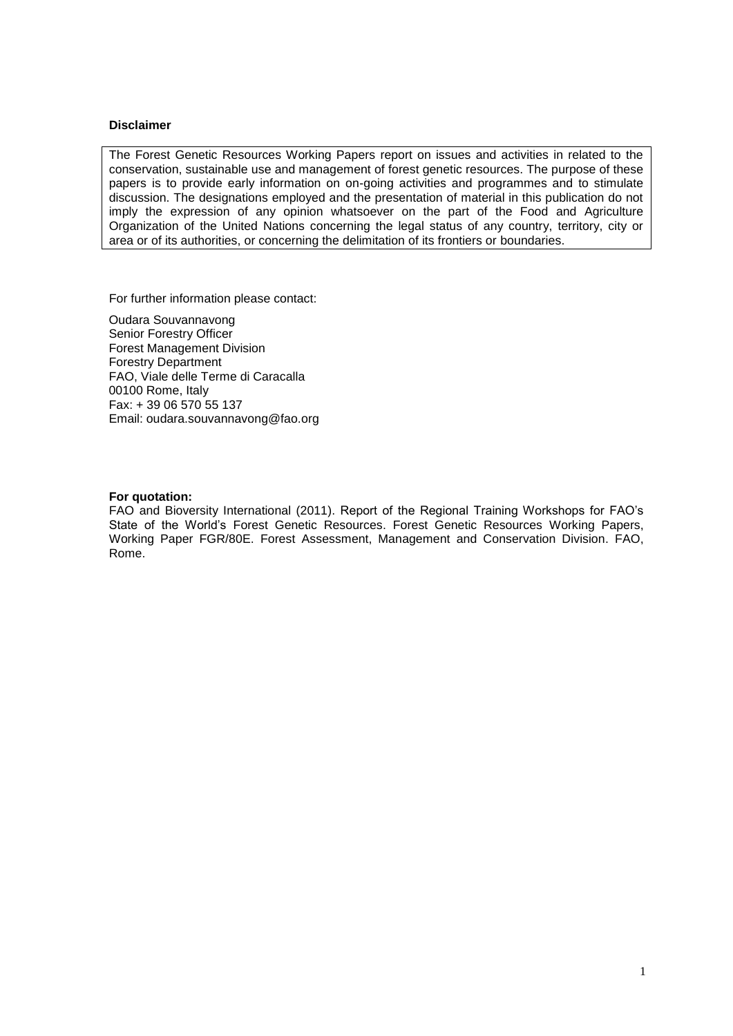**Disclaimer**

The Forest Genetic Resources Working Papers report on issues and activities in related to the conservation, sustainable use and management of forest genetic resources. The purpose of these papers is to provide early information on on-going activities and programmes and to stimulate discussion. The designations employed and the presentation of material in this publication do not imply the expression of any opinion whatsoever on the part of the Food and Agriculture Organization of the United Nations concerning the legal status of any country, territory, city or area or of its authorities, or concerning the delimitation of its frontiers or boundaries.

For further information please contact:

Oudara Souvannavong
Senior Forestry Officer
Forest Management Division
Forestry Department
FAO, Viale delle Terme di Caracalla
00100 Rome, Italy
Fax: + 39 06 570 55 137
Email: oudara.souvannavong@fao.org

**For quotation:**
FAO and Bioversity International (2011). Report of the Regional Training Workshops for FAO's State of the World's Forest Genetic Resources. Forest Genetic Resources Working Papers, Working Paper FGR/80E. Forest Assessment, Management and Conservation Division. FAO, Rome.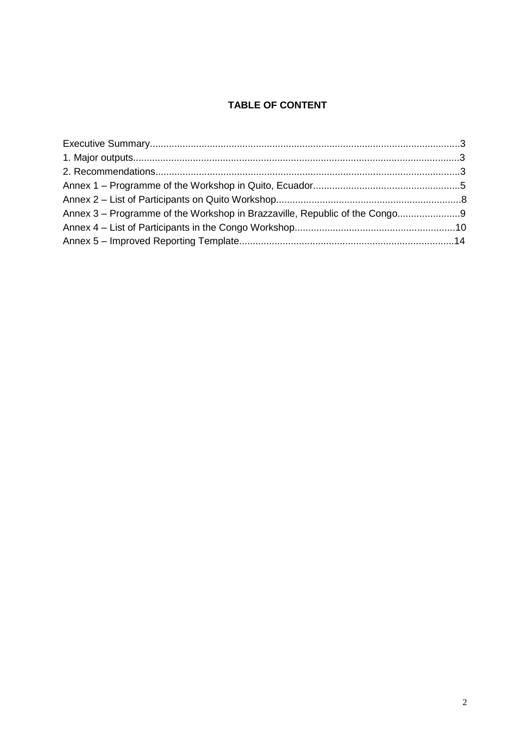# TABLE OF CONTENT

Executive Summary....................................................................................................................3
1. Major outputs........................................................................................................................3
2. Recommendations.................................................................................................................3
Annex 1 – Programme of the Workshop in Quito, Ecuador......................................................5
Annex 2 – List of Participants on Quito Workshop....................................................................8
Annex 3 – Programme of the Workshop in Brazzaville, Republic of the Congo.......................9
Annex 4 – List of Participants in the Congo Workshop...........................................................10
Annex 5 – Improved Reporting Template...............................................................................14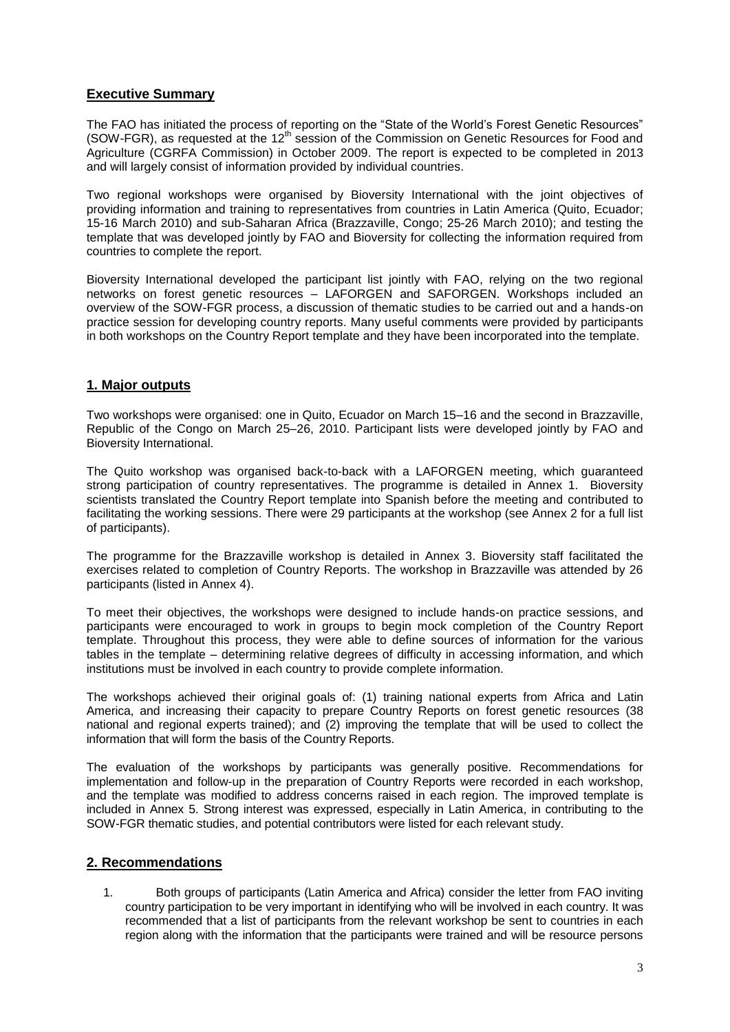## Executive Summary

The FAO has initiated the process of reporting on the "State of the World's Forest Genetic Resources" (SOW-FGR), as requested at the 12th session of the Commission on Genetic Resources for Food and Agriculture (CGRFA Commission) in October 2009. The report is expected to be completed in 2013 and will largely consist of information provided by individual countries.

Two regional workshops were organised by Bioversity International with the joint objectives of providing information and training to representatives from countries in Latin America (Quito, Ecuador; 15-16 March 2010) and sub-Saharan Africa (Brazzaville, Congo; 25-26 March 2010); and testing the template that was developed jointly by FAO and Bioversity for collecting the information required from countries to complete the report.

Bioversity International developed the participant list jointly with FAO, relying on the two regional networks on forest genetic resources – LAFORGEN and SAFORGEN. Workshops included an overview of the SOW-FGR process, a discussion of thematic studies to be carried out and a hands-on practice session for developing country reports. Many useful comments were provided by participants in both workshops on the Country Report template and they have been incorporated into the template.

## 1. Major outputs

Two workshops were organised: one in Quito, Ecuador on March 15–16 and the second in Brazzaville, Republic of the Congo on March 25–26, 2010. Participant lists were developed jointly by FAO and Bioversity International.

The Quito workshop was organised back-to-back with a LAFORGEN meeting, which guaranteed strong participation of country representatives. The programme is detailed in Annex 1. Bioversity scientists translated the Country Report template into Spanish before the meeting and contributed to facilitating the working sessions. There were 29 participants at the workshop (see Annex 2 for a full list of participants).

The programme for the Brazzaville workshop is detailed in Annex 3. Bioversity staff facilitated the exercises related to completion of Country Reports. The workshop in Brazzaville was attended by 26 participants (listed in Annex 4).

To meet their objectives, the workshops were designed to include hands-on practice sessions, and participants were encouraged to work in groups to begin mock completion of the Country Report template. Throughout this process, they were able to define sources of information for the various tables in the template – determining relative degrees of difficulty in accessing information, and which institutions must be involved in each country to provide complete information.

The workshops achieved their original goals of: (1) training national experts from Africa and Latin America, and increasing their capacity to prepare Country Reports on forest genetic resources (38 national and regional experts trained); and (2) improving the template that will be used to collect the information that will form the basis of the Country Reports.

The evaluation of the workshops by participants was generally positive. Recommendations for implementation and follow-up in the preparation of Country Reports were recorded in each workshop, and the template was modified to address concerns raised in each region. The improved template is included in Annex 5. Strong interest was expressed, especially in Latin America, in contributing to the SOW-FGR thematic studies, and potential contributors were listed for each relevant study.

## 2. Recommendations

1. Both groups of participants (Latin America and Africa) consider the letter from FAO inviting country participation to be very important in identifying who will be involved in each country. It was recommended that a list of participants from the relevant workshop be sent to countries in each region along with the information that the participants were trained and will be resource persons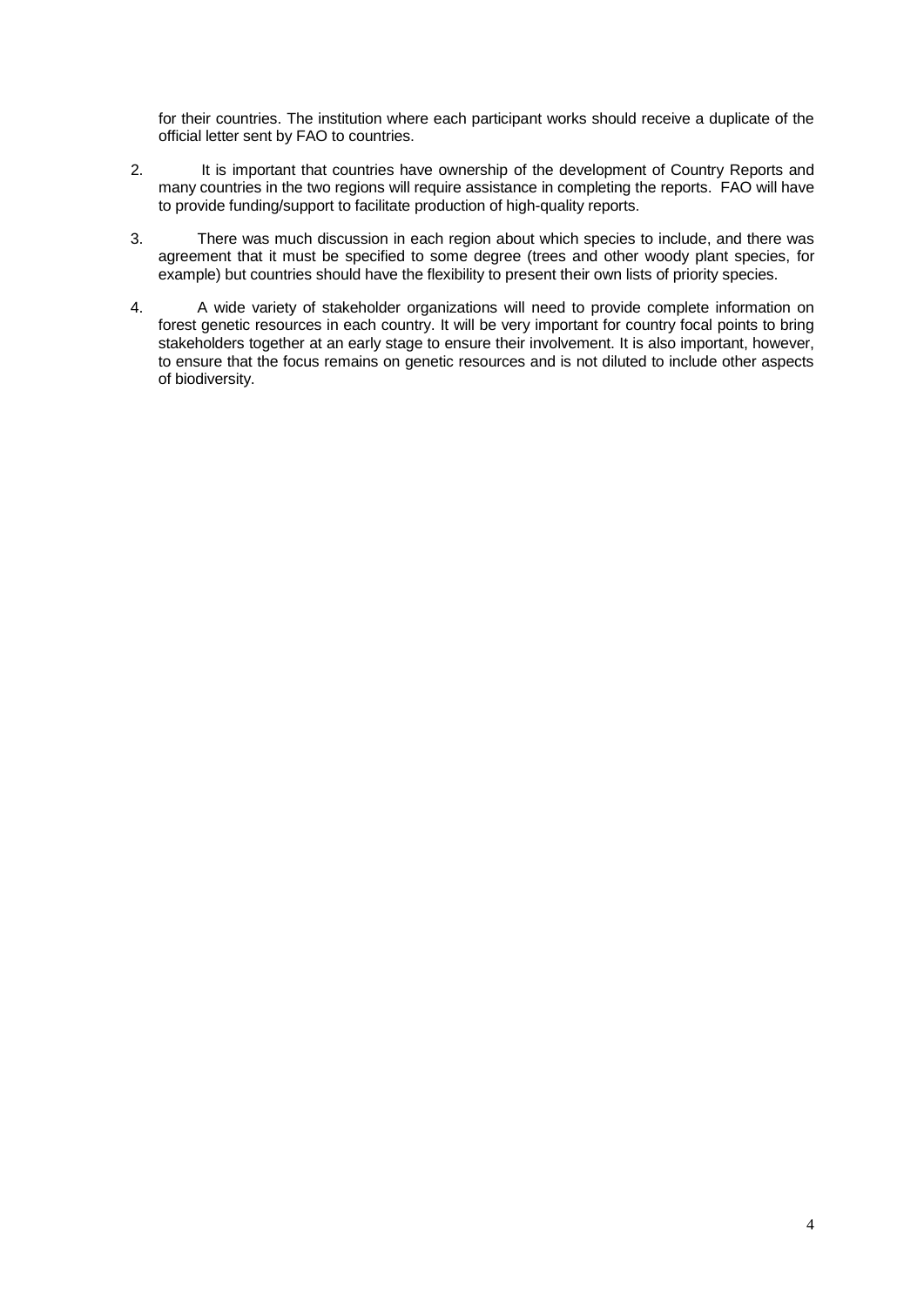for their countries. The institution where each participant works should receive a duplicate of the official letter sent by FAO to countries.

2. It is important that countries have ownership of the development of Country Reports and many countries in the two regions will require assistance in completing the reports. FAO will have to provide funding/support to facilitate production of high-quality reports.

3. There was much discussion in each region about which species to include, and there was agreement that it must be specified to some degree (trees and other woody plant species, for example) but countries should have the flexibility to present their own lists of priority species.

4. A wide variety of stakeholder organizations will need to provide complete information on forest genetic resources in each country. It will be very important for country focal points to bring stakeholders together at an early stage to ensure their involvement. It is also important, however, to ensure that the focus remains on genetic resources and is not diluted to include other aspects of biodiversity.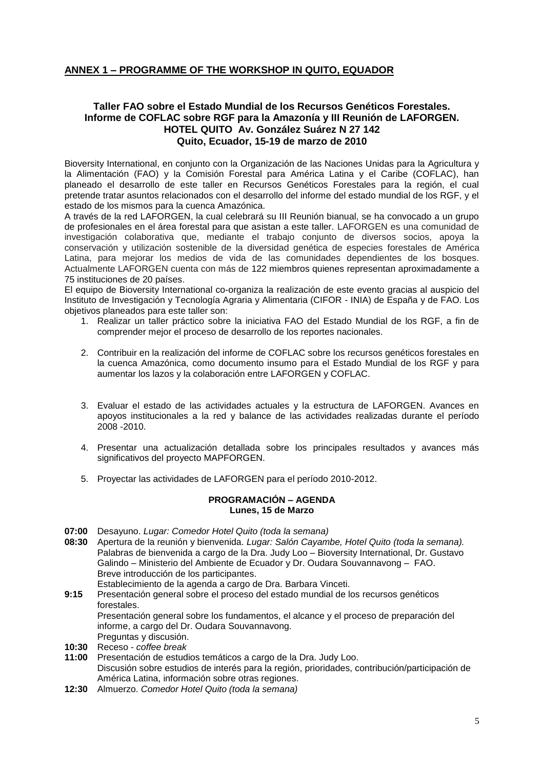**ANNEX 1 – PROGRAMME OF THE WORKSHOP IN QUITO, EQUADOR**

**Taller FAO sobre el Estado Mundial de los Recursos Genéticos Forestales.**
**Informe de COFLAC sobre RGF para la Amazonía y III Reunión de LAFORGEN.**
**HOTEL QUITO Av. González Suárez N 27 142**
**Quito, Ecuador, 15-19 de marzo de 2010**

Bioversity International, en conjunto con la Organización de las Naciones Unidas para la Agricultura y la Alimentación (FAO) y la Comisión Forestal para América Latina y el Caribe (COFLAC), han planeado el desarrollo de este taller en Recursos Genéticos Forestales para la región, el cual pretende tratar asuntos relacionados con el desarrollo del informe del estado mundial de los RGF, y el estado de los mismos para la cuenca Amazónica.

A través de la red LAFORGEN, la cual celebrará su III Reunión bianual, se ha convocado a un grupo de profesionales en el área forestal para que asistan a este taller. LAFORGEN es una comunidad de investigación colaborativa que, mediante el trabajo conjunto de diversos socios, apoya la conservación y utilización sostenible de la diversidad genética de especies forestales de América Latina, para mejorar los medios de vida de las comunidades dependientes de los bosques. Actualmente LAFORGEN cuenta con más de 122 miembros quienes representan aproximadamente a 75 instituciones de 20 países.

El equipo de Bioversity International co-organiza la realización de este evento gracias al auspicio del Instituto de Investigación y Tecnología Agraria y Alimentaria (CIFOR - INIA) de España y de FAO. Los objetivos planeados para este taller son:

1. Realizar un taller práctico sobre la iniciativa FAO del Estado Mundial de los RGF, a fin de comprender mejor el proceso de desarrollo de los reportes nacionales.

2. Contribuir en la realización del informe de COFLAC sobre los recursos genéticos forestales en la cuenca Amazónica, como documento insumo para el Estado Mundial de los RGF y para aumentar los lazos y la colaboración entre LAFORGEN y COFLAC.

3. Evaluar el estado de las actividades actuales y la estructura de LAFORGEN. Avances en apoyos institucionales a la red y balance de las actividades realizadas durante el período 2008 -2010.

4. Presentar una actualización detallada sobre los principales resultados y avances más significativos del proyecto MAPFORGEN.

5. Proyectar las actividades de LAFORGEN para el período 2010-2012.

**PROGRAMACIÓN – AGENDA**
**Lunes, 15 de Marzo**

**07:00** Desayuno. *Lugar: Comedor Hotel Quito (toda la semana)*

**08:30** Apertura de la reunión y bienvenida. *Lugar: Salón Cayambe, Hotel Quito (toda la semana).*
Palabras de bienvenida a cargo de la Dra. Judy Loo – Bioversity International, Dr. Gustavo Galindo – Ministerio del Ambiente de Ecuador y Dr. Oudara Souvannavong – FAO.
Breve introducción de los participantes.
Establecimiento de la agenda a cargo de Dra. Barbara Vinceti.

**9:15** Presentación general sobre el proceso del estado mundial de los recursos genéticos forestales.
Presentación general sobre los fundamentos, el alcance y el proceso de preparación del informe, a cargo del Dr. Oudara Souvannavong.
Preguntas y discusión.

**10:30** Receso - *coffee break*

**11:00** Presentación de estudios temáticos a cargo de la Dra. Judy Loo.
Discusión sobre estudios de interés para la región, prioridades, contribución/participación de América Latina, información sobre otras regiones.

**12:30** Almuerzo. *Comedor Hotel Quito (toda la semana)*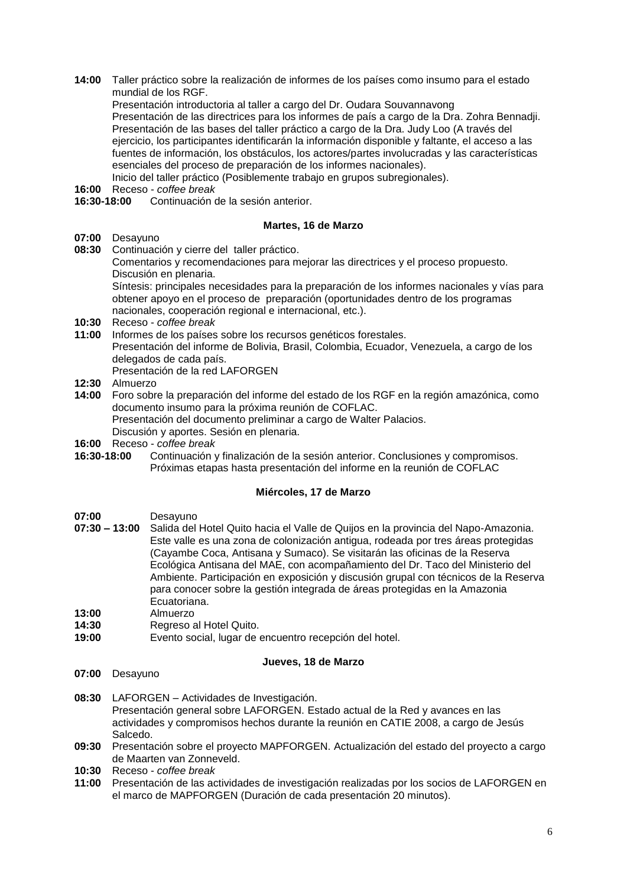**14:00** Taller práctico sobre la realización de informes de los países como insumo para el estado mundial de los RGF.
Presentación introductoria al taller a cargo del Dr. Oudara Souvannavong
Presentación de las directrices para los informes de país a cargo de la Dra. Zohra Bennadji.
Presentación de las bases del taller práctico a cargo de la Dra. Judy Loo (A través del ejercicio, los participantes identificarán la información disponible y faltante, el acceso a las fuentes de información, los obstáculos, los actores/partes involucradas y las características esenciales del proceso de preparación de los informes nacionales).
Inicio del taller práctico (Posiblemente trabajo en grupos subregionales).

**16:00** Receso - *coffee break*

**16:30-18:00** Continuación de la sesión anterior.

**Martes, 16 de Marzo**

**07:00** Desayuno

**08:30** Continuación y cierre del taller práctico.
Comentarios y recomendaciones para mejorar las directrices y el proceso propuesto. Discusión en plenaria.
Síntesis: principales necesidades para la preparación de los informes nacionales y vías para obtener apoyo en el proceso de preparación (oportunidades dentro de los programas nacionales, cooperación regional e internacional, etc.).

**10:30** Receso - *coffee break*

**11:00** Informes de los países sobre los recursos genéticos forestales.
Presentación del informe de Bolivia, Brasil, Colombia, Ecuador, Venezuela, a cargo de los delegados de cada país.
Presentación de la red LAFORGEN

**12:30** Almuerzo

**14:00** Foro sobre la preparación del informe del estado de los RGF en la región amazónica, como documento insumo para la próxima reunión de COFLAC.
Presentación del documento preliminar a cargo de Walter Palacios.
Discusión y aportes. Sesión en plenaria.

**16:00** Receso - *coffee break*

**16:30-18:00** Continuación y finalización de la sesión anterior. Conclusiones y compromisos. Próximas etapas hasta presentación del informe en la reunión de COFLAC

**Miércoles, 17 de Marzo**

**07:00** Desayuno

**07:30 – 13:00** Salida del Hotel Quito hacia el Valle de Quijos en la provincia del Napo-Amazonia. Este valle es una zona de colonización antigua, rodeada por tres áreas protegidas (Cayambe Coca, Antisana y Sumaco). Se visitarán las oficinas de la Reserva Ecológica Antisana del MAE, con acompañamiento del Dr. Taco del Ministerio del Ambiente. Participación en exposición y discusión grupal con técnicos de la Reserva para conocer sobre la gestión integrada de áreas protegidas en la Amazonia Ecuatoriana.

**13:00** Almuerzo

**14:30** Regreso al Hotel Quito.

**19:00** Evento social, lugar de encuentro recepción del hotel.

**Jueves, 18 de Marzo**

**07:00** Desayuno

**08:30** LAFORGEN – Actividades de Investigación.
Presentación general sobre LAFORGEN. Estado actual de la Red y avances en las actividades y compromisos hechos durante la reunión en CATIE 2008, a cargo de Jesús Salcedo.

**09:30** Presentación sobre el proyecto MAPFORGEN. Actualización del estado del proyecto a cargo de Maarten van Zonneveld.

**10:30** Receso - *coffee break*

**11:00** Presentación de las actividades de investigación realizadas por los socios de LAFORGEN en el marco de MAPFORGEN (Duración de cada presentación 20 minutos).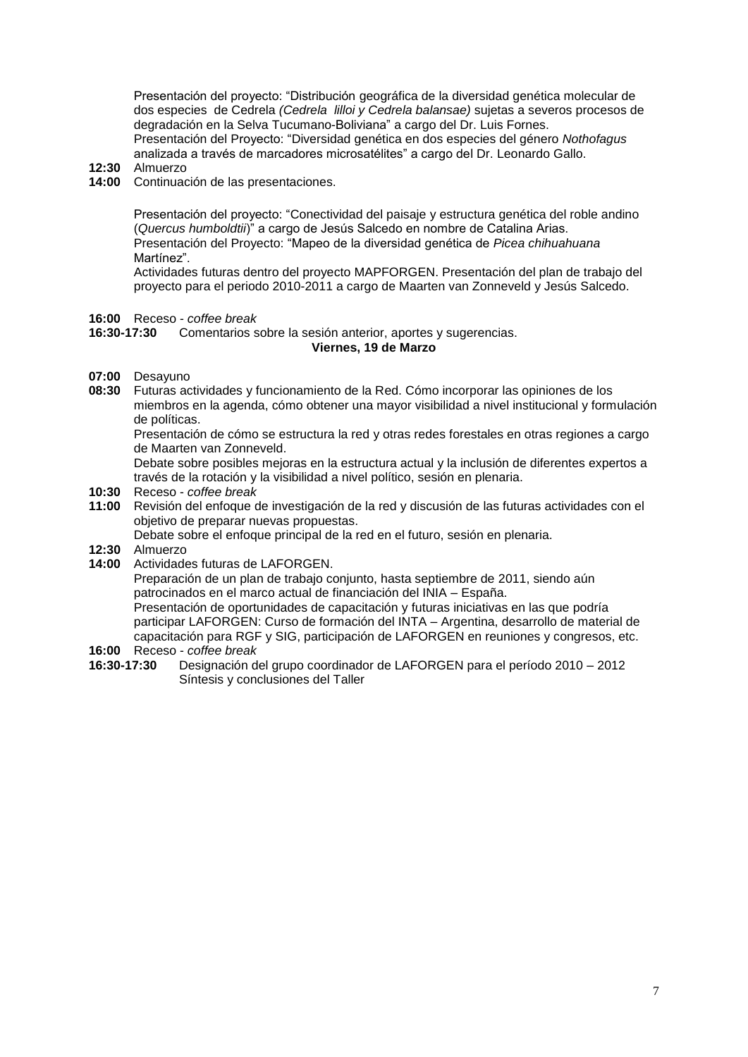Presentación del proyecto: "Distribución geográfica de la diversidad genética molecular de dos especies de Cedrela *(Cedrela lilloi y Cedrela balansae)* sujetas a severos procesos de degradación en la Selva Tucumano-Boliviana" a cargo del Dr. Luis Fornes.
Presentación del Proyecto: "Diversidad genética en dos especies del género *Nothofagus* analizada a través de marcadores microsatélites" a cargo del Dr. Leonardo Gallo.

**12:30** Almuerzo
**14:00** Continuación de las presentaciones.

Presentación del proyecto: "Conectividad del paisaje y estructura genética del roble andino (*Quercus humboldtii*)" a cargo de Jesús Salcedo en nombre de Catalina Arias.
Presentación del Proyecto: "Mapeo de la diversidad genética de *Picea chihuahuana* Martínez".
Actividades futuras dentro del proyecto MAPFORGEN. Presentación del plan de trabajo del proyecto para el periodo 2010-2011 a cargo de Maarten van Zonneveld y Jesús Salcedo.

**16:00** Receso - *coffee break*
**16:30-17:30** Comentarios sobre la sesión anterior, aportes y sugerencias.

**Viernes, 19 de Marzo**

**07:00** Desayuno
**08:30** Futuras actividades y funcionamiento de la Red. Cómo incorporar las opiniones de los miembros en la agenda, cómo obtener una mayor visibilidad a nivel institucional y formulación de políticas.
Presentación de cómo se estructura la red y otras redes forestales en otras regiones a cargo de Maarten van Zonneveld.
Debate sobre posibles mejoras en la estructura actual y la inclusión de diferentes expertos a través de la rotación y la visibilidad a nivel político, sesión en plenaria.
**10:30** Receso - *coffee break*
**11:00** Revisión del enfoque de investigación de la red y discusión de las futuras actividades con el objetivo de preparar nuevas propuestas.
Debate sobre el enfoque principal de la red en el futuro, sesión en plenaria.
**12:30** Almuerzo
**14:00** Actividades futuras de LAFORGEN.
Preparación de un plan de trabajo conjunto, hasta septiembre de 2011, siendo aún patrocinados en el marco actual de financiación del INIA – España.
Presentación de oportunidades de capacitación y futuras iniciativas en las que podría participar LAFORGEN: Curso de formación del INTA – Argentina, desarrollo de material de capacitación para RGF y SIG, participación de LAFORGEN en reuniones y congresos, etc.
**16:00** Receso - *coffee break*
**16:30-17:30** Designación del grupo coordinador de LAFORGEN para el período 2010 – 2012
Síntesis y conclusiones del Taller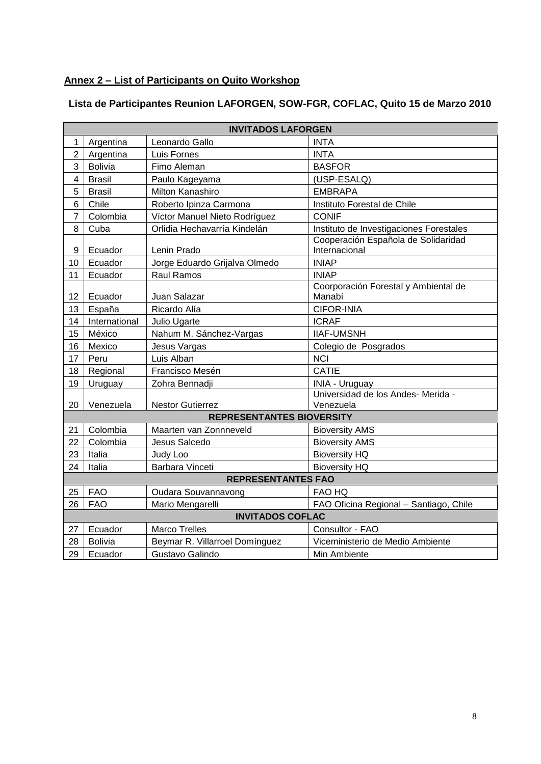**Annex 2 – List of Participants on Quito Workshop**

**Lista de Participantes Reunion LAFORGEN, SOW-FGR, COFLAC, Quito 15 de Marzo 2010**

| | | | |
|---|---|---|---|
| **INVITADOS LAFORGEN** | | | |
| 1 | Argentina | Leonardo Gallo | INTA |
| 2 | Argentina | Luis Fornes | INTA |
| 3 | Bolivia | Fimo Aleman | BASFOR |
| 4 | Brasil | Paulo Kageyama | (USP-ESALQ) |
| 5 | Brasil | Milton Kanashiro | EMBRAPA |
| 6 | Chile | Roberto Ipinza Carmona | Instituto Forestal de Chile |
| 7 | Colombia | Víctor Manuel Nieto Rodríguez | CONIF |
| 8 | Cuba | Orlidia Hechavarría Kindelán | Instituto de Investigaciones Forestales |
| 9 | Ecuador | Lenin Prado | Cooperación Española de Solidaridad Internacional |
| 10 | Ecuador | Jorge Eduardo Grijalva Olmedo | INIAP |
| 11 | Ecuador | Raul Ramos | INIAP |
| 12 | Ecuador | Juan Salazar | Coorporación Forestal y Ambiental de Manabí |
| 13 | España | Ricardo Alía | CIFOR-INIA |
| 14 | International | Julio Ugarte | ICRAF |
| 15 | México | Nahum M. Sánchez-Vargas | IIAF-UMSNH |
| 16 | Mexico | Jesus Vargas | Colegio de Posgrados |
| 17 | Peru | Luis Alban | NCI |
| 18 | Regional | Francisco Mesén | CATIE |
| 19 | Uruguay | Zohra Bennadji | INIA - Uruguay |
| 20 | Venezuela | Nestor Gutierrez | Universidad de los Andes- Merida - Venezuela |
| **REPRESENTANTES BIOVERSITY** | | | |
| 21 | Colombia | Maarten van Zonnneveld | Bioversity AMS |
| 22 | Colombia | Jesus Salcedo | Bioversity AMS |
| 23 | Italia | Judy Loo | Bioversity HQ |
| 24 | Italia | Barbara Vinceti | Bioversity HQ |
| **REPRESENTANTES FAO** | | | |
| 25 | FAO | Oudara Souvannavong | FAO HQ |
| 26 | FAO | Mario Mengarelli | FAO Oficina Regional – Santiago, Chile |
| **INVITADOS COFLAC** | | | |
| 27 | Ecuador | Marco Trelles | Consultor - FAO |
| 28 | Bolivia | Beymar R. Villarroel Domínguez | Viceministerio de Medio Ambiente |
| 29 | Ecuador | Gustavo Galindo | Min Ambiente |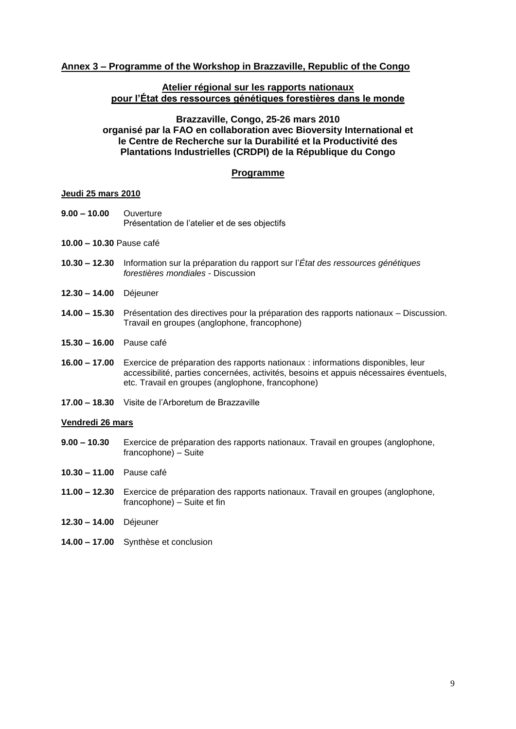## Annex 3 – Programme of the Workshop in Brazzaville, Republic of the Congo

### Atelier régional sur les rapports nationaux pour l'État des ressources génétiques forestières dans le monde

**Brazzaville, Congo, 25-26 mars 2010**
**organisé par la FAO en collaboration avec Bioversity International et le Centre de Recherche sur la Durabilité et la Productivité des Plantations Industrielles (CRDPI) de la République du Congo**

### Programme

**Jeudi 25 mars 2010**

**9.00 – 10.00** Ouverture
Présentation de l'atelier et de ses objectifs

**10.00 – 10.30** Pause café

**10.30 – 12.30** Information sur la préparation du rapport sur l'*État des ressources génétiques forestières mondiales* - Discussion

**12.30 – 14.00** Déjeuner

**14.00 – 15.30** Présentation des directives pour la préparation des rapports nationaux – Discussion. Travail en groupes (anglophone, francophone)

**15.30 – 16.00** Pause café

**16.00 – 17.00** Exercice de préparation des rapports nationaux : informations disponibles, leur accessibilité, parties concernées, activités, besoins et appuis nécessaires éventuels, etc. Travail en groupes (anglophone, francophone)

**17.00 – 18.30** Visite de l'Arboretum de Brazzaville

**Vendredi 26 mars**

**9.00 – 10.30** Exercice de préparation des rapports nationaux. Travail en groupes (anglophone, francophone) – Suite

**10.30 – 11.00** Pause café

**11.00 – 12.30** Exercice de préparation des rapports nationaux. Travail en groupes (anglophone, francophone) – Suite et fin

**12.30 – 14.00** Déjeuner

**14.00 – 17.00** Synthèse et conclusion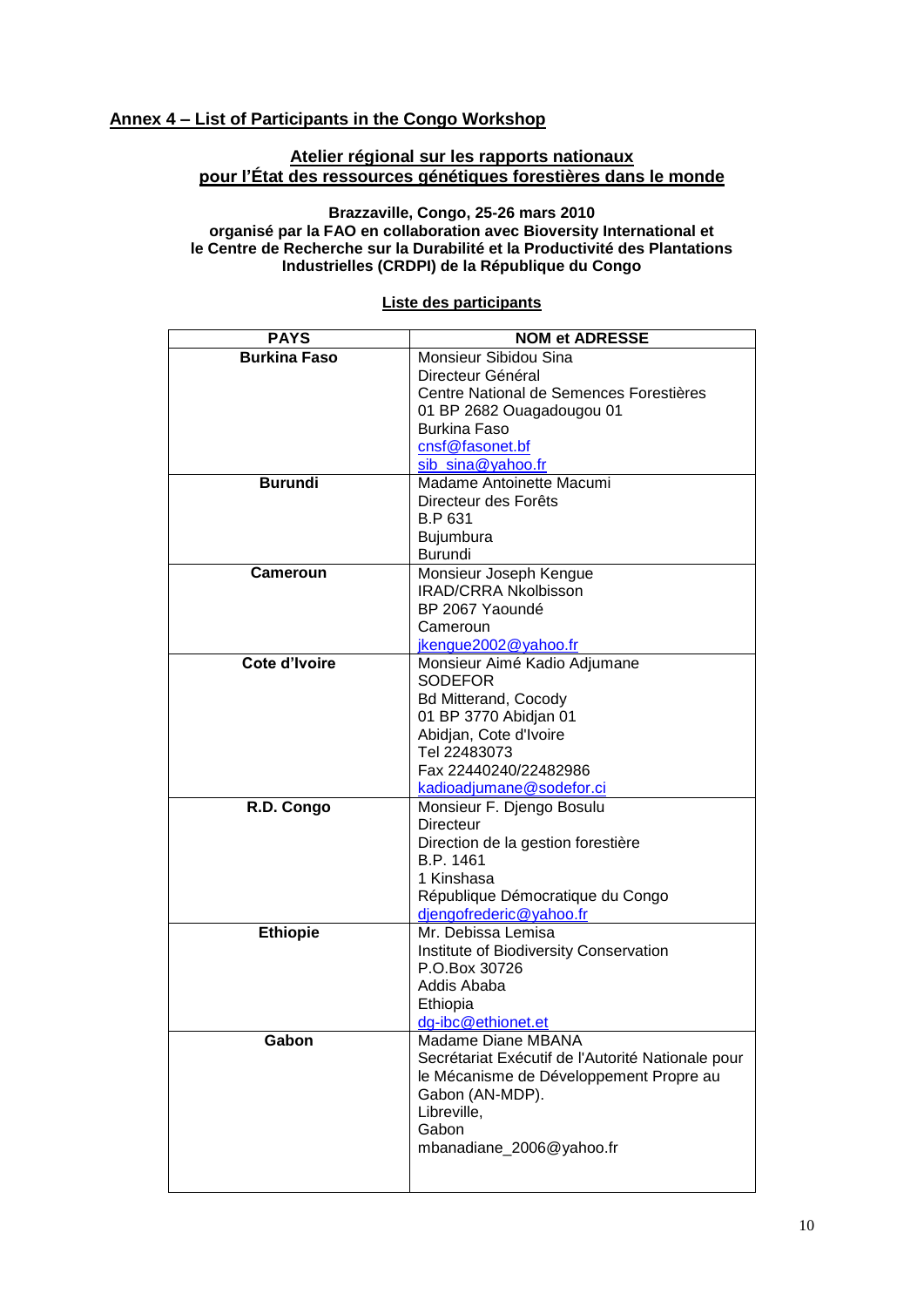## Annex 4 – List of Participants in the Congo Workshop

### Atelier régional sur les rapports nationaux pour l'État des ressources génétiques forestières dans le monde

**Brazzaville, Congo, 25-26 mars 2010**
**organisé par la FAO en collaboration avec Bioversity International et le Centre de Recherche sur la Durabilité et la Productivité des Plantations Industrielles (CRDPI) de la République du Congo**

**Liste des participants**

| PAYS | NOM et ADRESSE |
|---|---|
| **Burkina Faso** | Monsieur Sibidou Sina<br>Directeur Général<br>Centre National de Semences Forestières<br>01 BP 2682 Ouagadougou 01<br>Burkina Faso<br>cnsf@fasonet.bf<br>sib_sina@yahoo.fr |
| **Burundi** | Madame Antoinette Macumi<br>Directeur des Forêts<br>B.P 631<br>Bujumbura<br>Burundi |
| **Cameroun** | Monsieur Joseph Kengue<br>IRAD/CRRA Nkolbisson<br>BP 2067 Yaoundé<br>Cameroun<br>jkengue2002@yahoo.fr |
| **Cote d'Ivoire** | Monsieur Aimé Kadio Adjumane<br>SODEFOR<br>Bd Mitterand, Cocody<br>01 BP 3770 Abidjan 01<br>Abidjan, Cote d'Ivoire<br>Tel 22483073<br>Fax 22440240/22482986<br>kadioadjumane@sodefor.ci |
| **R.D. Congo** | Monsieur F. Djengo Bosulu<br>Directeur<br>Direction de la gestion forestière<br>B.P. 1461<br>1 Kinshasa<br>République Démocratique du Congo<br>djengofrederic@yahoo.fr |
| **Ethiopie** | Mr. Debissa Lemisa<br>Institute of Biodiversity Conservation<br>P.O.Box 30726<br>Addis Ababa<br>Ethiopia<br>dg-ibc@ethionet.et |
| **Gabon** | Madame Diane MBANA<br>Secrétariat Exécutif de l'Autorité Nationale pour le Mécanisme de Développement Propre au Gabon (AN-MDP).<br>Libreville,<br>Gabon<br>mbanadiane_2006@yahoo.fr |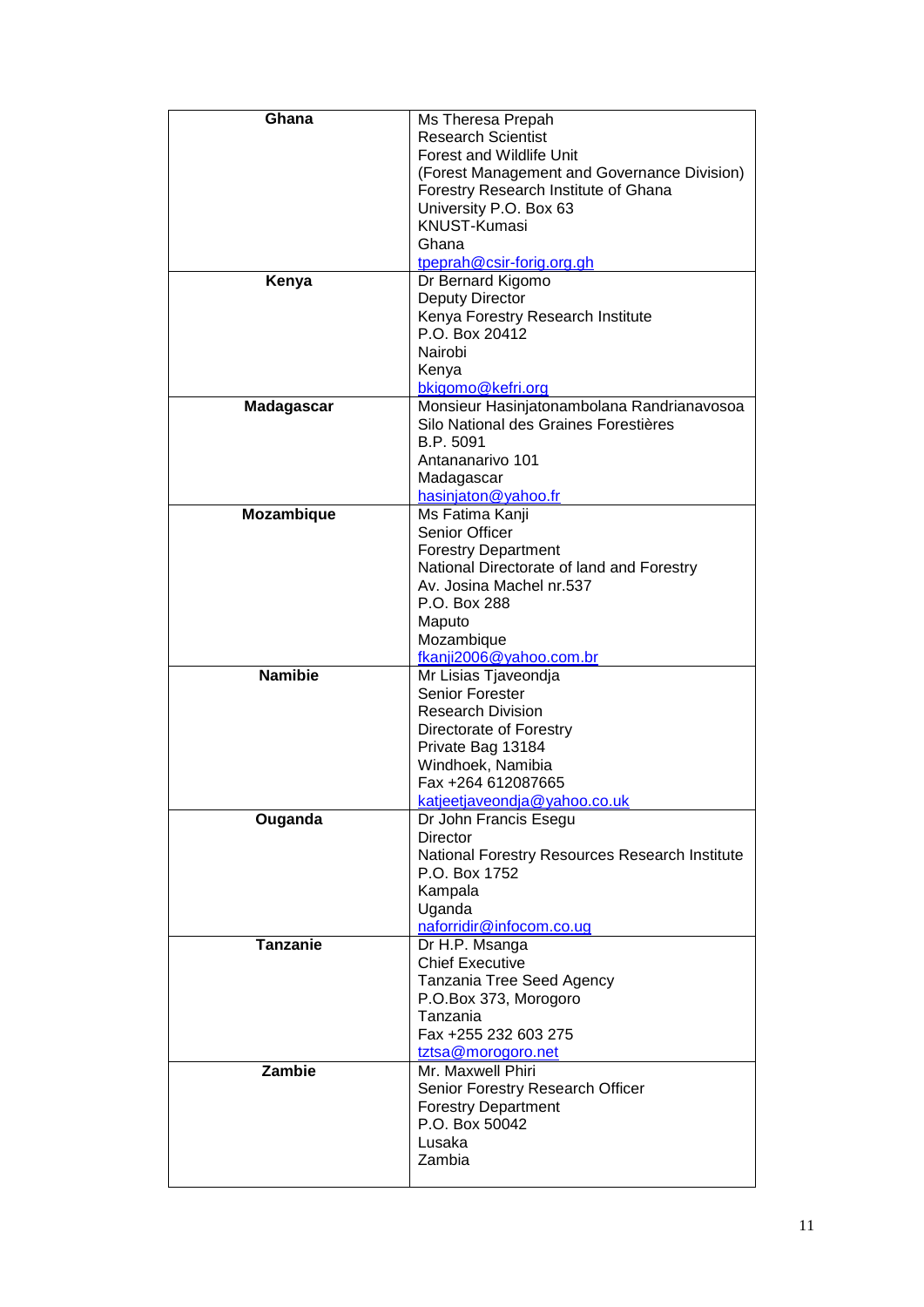| | |
|---|---|
| **Ghana** | Ms Theresa Prepah<br>Research Scientist<br>Forest and Wildlife Unit<br>(Forest Management and Governance Division)<br>Forestry Research Institute of Ghana<br>University P.O. Box 63<br>KNUST-Kumasi<br>Ghana<br>tpeprah@csir-forig.org.gh |
| **Kenya** | Dr Bernard Kigomo<br>Deputy Director<br>Kenya Forestry Research Institute<br>P.O. Box 20412<br>Nairobi<br>Kenya<br>bkigomo@kefri.org |
| **Madagascar** | Monsieur Hasinjatonambolana Randrianavosoa<br>Silo National des Graines Forestières<br>B.P. 5091<br>Antananarivo 101<br>Madagascar<br>hasinjaton@yahoo.fr |
| **Mozambique** | Ms Fatima Kanji<br>Senior Officer<br>Forestry Department<br>National Directorate of land and Forestry<br>Av. Josina Machel nr.537<br>P.O. Box 288<br>Maputo<br>Mozambique<br>fkanji2006@yahoo.com.br |
| **Namibie** | Mr Lisias Tjaveondja<br>Senior Forester<br>Research Division<br>Directorate of Forestry<br>Private Bag 13184<br>Windhoek, Namibia<br>Fax +264 612087665<br>katjeetjaveondja@yahoo.co.uk |
| **Ouganda** | Dr John Francis Esegu<br>Director<br>National Forestry Resources Research Institute<br>P.O. Box 1752<br>Kampala<br>Uganda<br>naforridir@infocom.co.ug |
| **Tanzanie** | Dr H.P. Msanga<br>Chief Executive<br>Tanzania Tree Seed Agency<br>P.O.Box 373, Morogoro<br>Tanzania<br>Fax +255 232 603 275<br>tztsa@morogoro.net |
| **Zambie** | Mr. Maxwell Phiri<br>Senior Forestry Research Officer<br>Forestry Department<br>P.O. Box 50042<br>Lusaka<br>Zambia |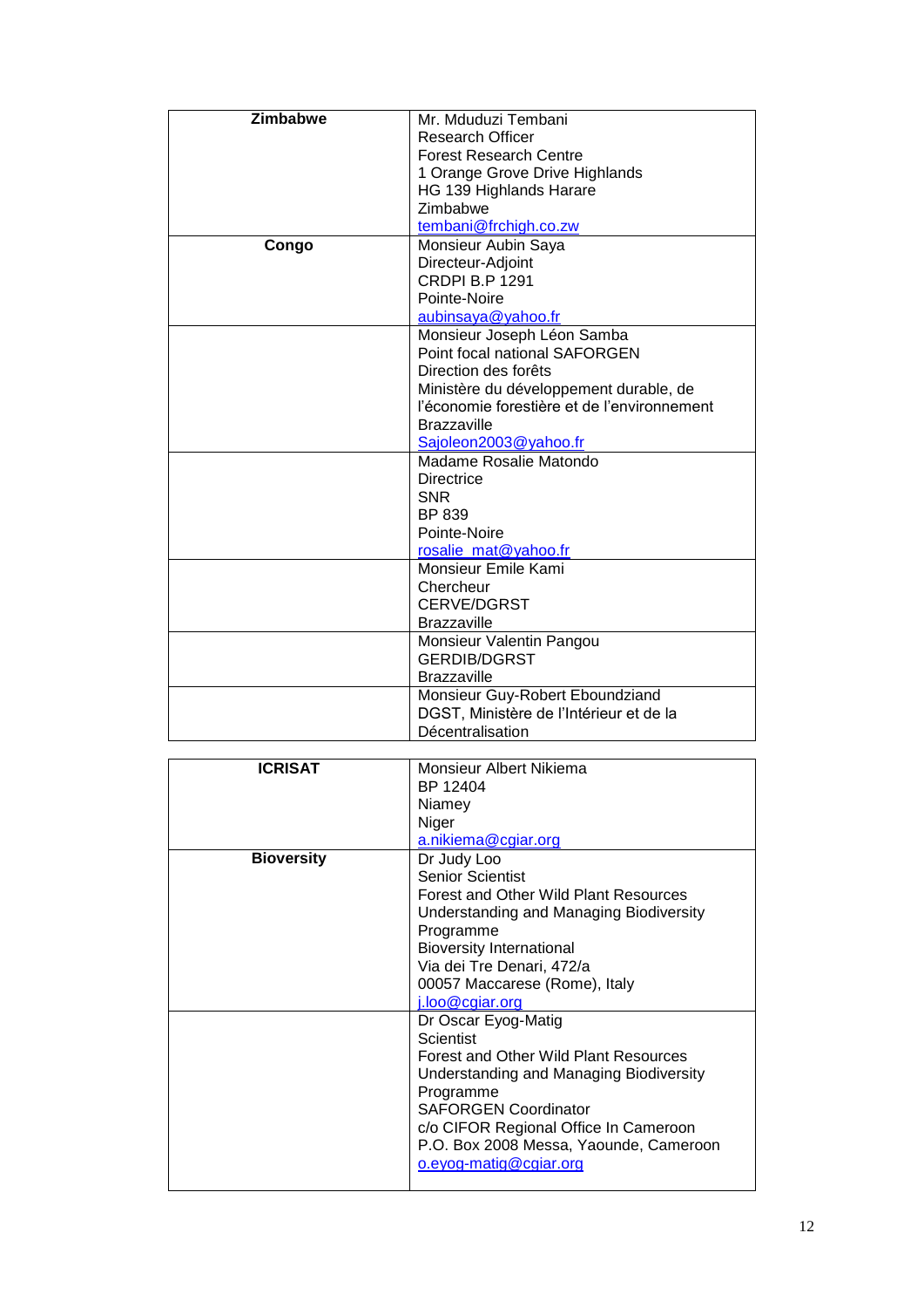| | |
|---|---|
| **Zimbabwe** | Mr. Mduduzi Tembani<br>Research Officer<br>Forest Research Centre<br>1 Orange Grove Drive Highlands<br>HG 139 Highlands Harare<br>Zimbabwe<br>tembani@frchigh.co.zw |
| **Congo** | Monsieur Aubin Saya<br>Directeur-Adjoint<br>CRDPI B.P 1291<br>Pointe-Noire<br>aubinsaya@yahoo.fr |
| | Monsieur Joseph Léon Samba<br>Point focal national SAFORGEN<br>Direction des forêts<br>Ministère du développement durable, de l'économie forestière et de l'environnement<br>Brazzaville<br>Sajoleon2003@yahoo.fr |
| | Madame Rosalie Matondo<br>Directrice<br>SNR<br>BP 839<br>Pointe-Noire<br>rosalie_mat@yahoo.fr |
| | Monsieur Emile Kami<br>Chercheur<br>CERVE/DGRST<br>Brazzaville |
| | Monsieur Valentin Pangou<br>GERDIB/DGRST<br>Brazzaville |
| | Monsieur Guy-Robert Eboundziand<br>DGST, Ministère de l'Intérieur et de la Décentralisation |

| | |
|---|---|
| **ICRISAT** | Monsieur Albert Nikiema<br>BP 12404<br>Niamey<br>Niger<br>a.nikiema@cgiar.org |
| **Bioversity** | Dr Judy Loo<br>Senior Scientist<br>Forest and Other Wild Plant Resources Understanding and Managing Biodiversity Programme<br>Bioversity International<br>Via dei Tre Denari, 472/a<br>00057 Maccarese (Rome), Italy<br>j.loo@cgiar.org |
| | Dr Oscar Eyog-Matig<br>Scientist<br>Forest and Other Wild Plant Resources Understanding and Managing Biodiversity Programme<br>SAFORGEN Coordinator<br>c/o CIFOR Regional Office In Cameroon<br>P.O. Box 2008 Messa, Yaounde, Cameroon<br>o.eyog-matig@cgiar.org |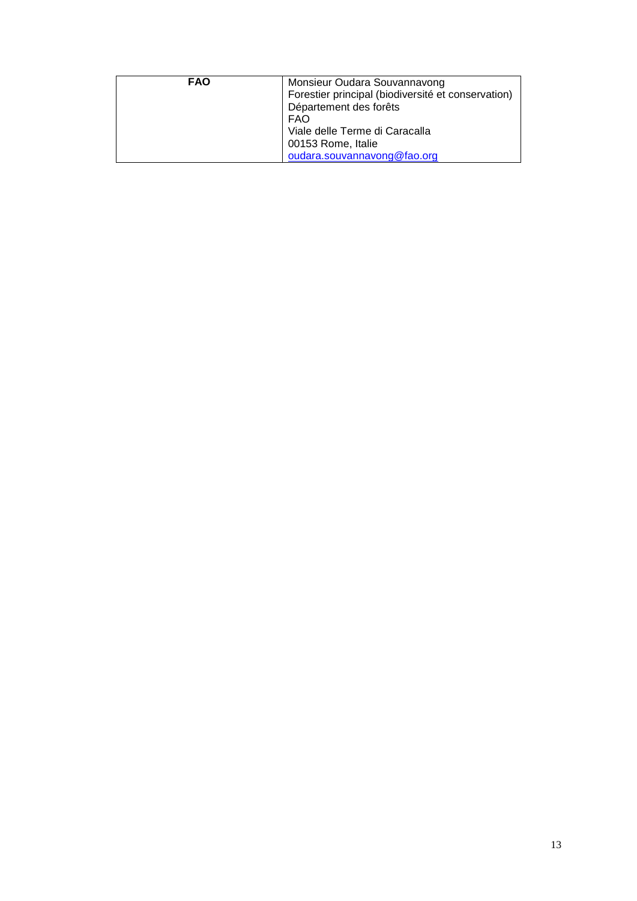| **FAO** | Monsieur Oudara Souvannavong<br>Forestier principal (biodiversité et conservation)<br>Département des forêts<br>FAO<br>Viale delle Terme di Caracalla<br>00153 Rome, Italie<br>oudara.souvannavong@fao.org |
|---|---|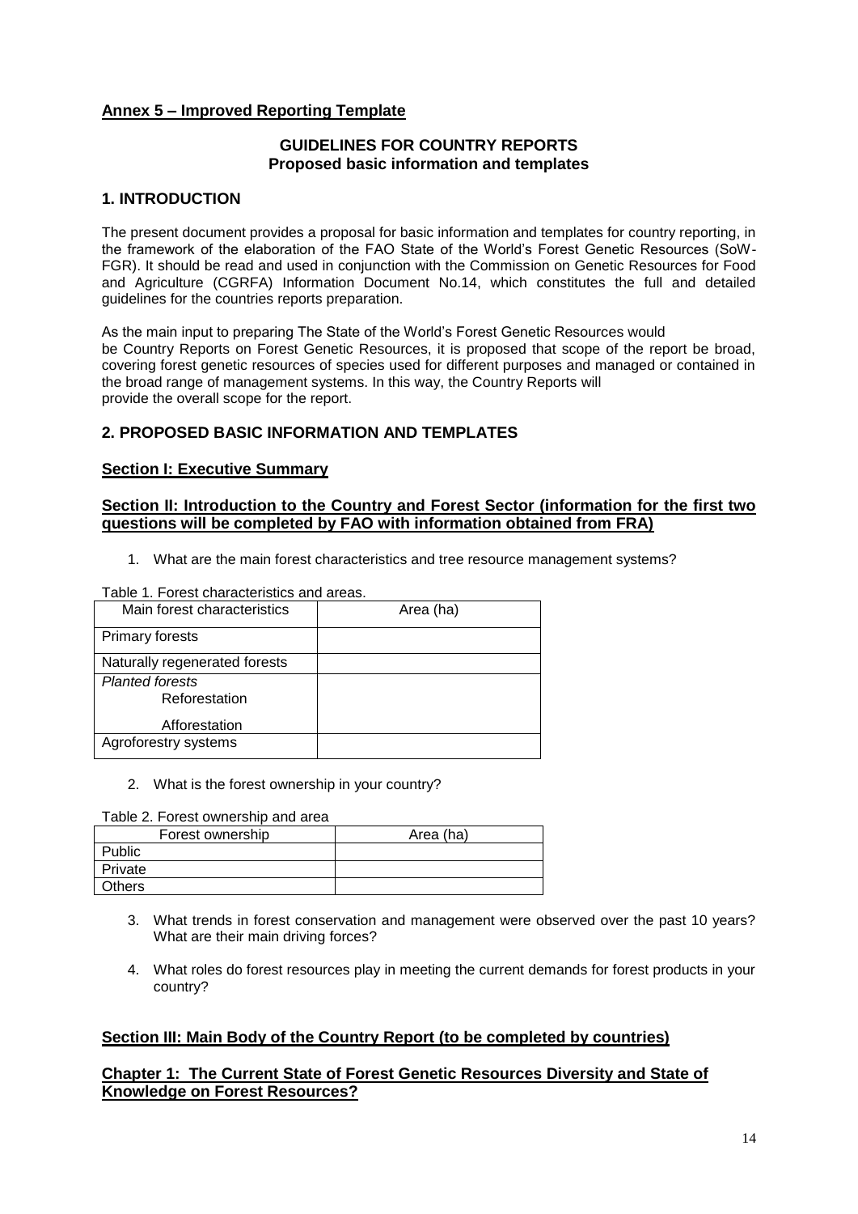## Annex 5 – Improved Reporting Template

### GUIDELINES FOR COUNTRY REPORTS
### Proposed basic information and templates

## 1. INTRODUCTION

The present document provides a proposal for basic information and templates for country reporting, in the framework of the elaboration of the FAO State of the World's Forest Genetic Resources (SoW-FGR). It should be read and used in conjunction with the Commission on Genetic Resources for Food and Agriculture (CGRFA) Information Document No.14, which constitutes the full and detailed guidelines for the countries reports preparation.

As the main input to preparing The State of the World's Forest Genetic Resources would be Country Reports on Forest Genetic Resources, it is proposed that scope of the report be broad, covering forest genetic resources of species used for different purposes and managed or contained in the broad range of management systems. In this way, the Country Reports will provide the overall scope for the report.

## 2. PROPOSED BASIC INFORMATION AND TEMPLATES

### Section I: Executive Summary

### Section II: Introduction to the Country and Forest Sector (information for the first two questions will be completed by FAO with information obtained from FRA)

1. What are the main forest characteristics and tree resource management systems?

Table 1. Forest characteristics and areas.

| Main forest characteristics | Area (ha) |
|---|---|
| Primary forests | |
| Naturally regenerated forests | |
| *Planted forests*<br>Reforestation<br>Afforestation | |
| Agroforestry systems | |

2. What is the forest ownership in your country?

Table 2. Forest ownership and area

| Forest ownership | Area (ha) |
|---|---|
| Public | |
| Private | |
| Others | |

3. What trends in forest conservation and management were observed over the past 10 years? What are their main driving forces?

4. What roles do forest resources play in meeting the current demands for forest products in your country?

### Section III: Main Body of the Country Report (to be completed by countries)

### Chapter 1: The Current State of Forest Genetic Resources Diversity and State of Knowledge on Forest Resources?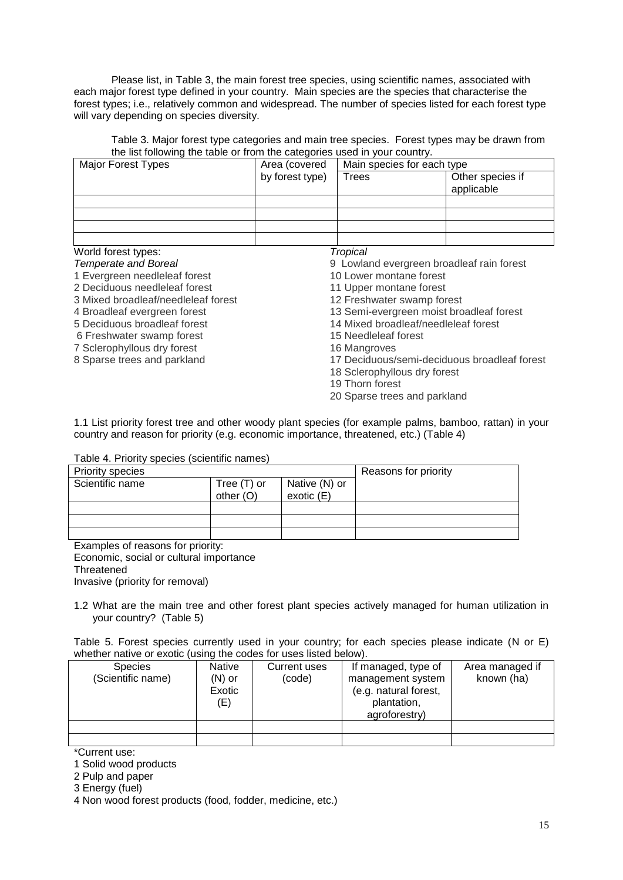Please list, in Table 3, the main forest tree species, using scientific names, associated with each major forest type defined in your country. Main species are the species that characterise the forest types; i.e., relatively common and widespread. The number of species listed for each forest type will vary depending on species diversity.

Table 3. Major forest type categories and main tree species. Forest types may be drawn from the list following the table or from the categories used in your country.

| Major Forest Types | Area (covered by forest type) | Main species for each type | |
|---|---|---|---|
| | | Trees | Other species if applicable |
| | | | |
| | | | |
| | | | |
| | | | |

World forest types:

*Temperate and Boreal*

1 Evergreen needleleaf forest
2 Deciduous needleleaf forest
3 Mixed broadleaf/needleleaf forest
4 Broadleaf evergreen forest
5 Deciduous broadleaf forest
6 Freshwater swamp forest
7 Sclerophyllous dry forest
8 Sparse trees and parkland

*Tropical*

9 Lowland evergreen broadleaf rain forest
10 Lower montane forest
11 Upper montane forest
12 Freshwater swamp forest
13 Semi-evergreen moist broadleaf forest
14 Mixed broadleaf/needleleaf forest
15 Needleleaf forest
16 Mangroves
17 Deciduous/semi-deciduous broadleaf forest
18 Sclerophyllous dry forest
19 Thorn forest
20 Sparse trees and parkland

1.1 List priority forest tree and other woody plant species (for example palms, bamboo, rattan) in your country and reason for priority (e.g. economic importance, threatened, etc.) (Table 4)

Table 4. Priority species (scientific names)

| Priority species | | | Reasons for priority |
|---|---|---|---|
| Scientific name | Tree (T) or other (O) | Native (N) or exotic (E) | |
| | | | |
| | | | |
| | | | |

Examples of reasons for priority:
Economic, social or cultural importance
Threatened
Invasive (priority for removal)

1.2 What are the main tree and other forest plant species actively managed for human utilization in your country? (Table 5)

Table 5. Forest species currently used in your country; for each species please indicate (N or E) whether native or exotic (using the codes for uses listed below).

| Species (Scientific name) | Native (N) or Exotic (E) | Current uses (code) | If managed, type of management system (e.g. natural forest, plantation, agroforestry) | Area managed if known (ha) |
|---|---|---|---|---|
| | | | | |
| | | | | |

*Current use:
1 Solid wood products
2 Pulp and paper
3 Energy (fuel)
4 Non wood forest products (food, fodder, medicine, etc.)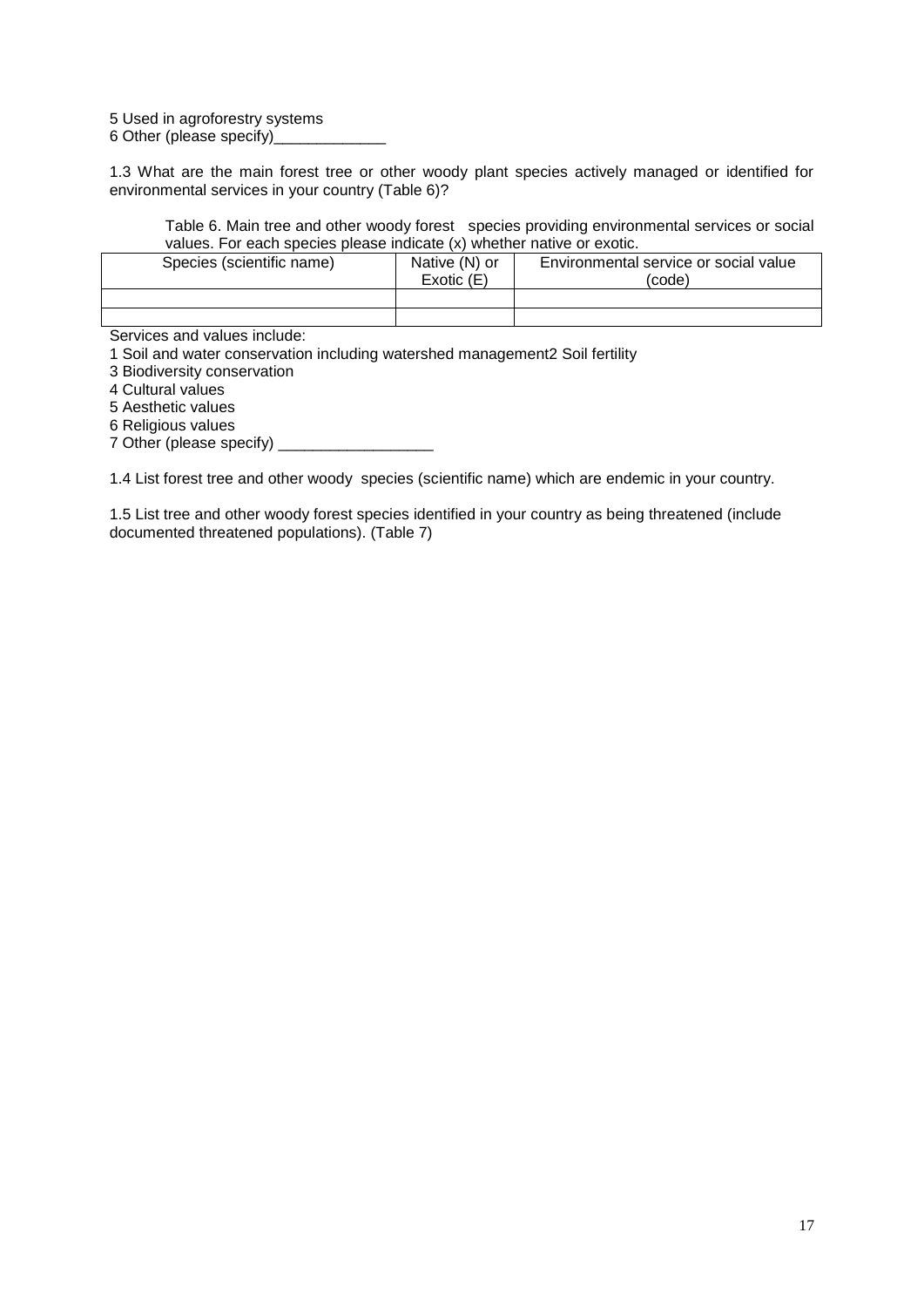5 Used in agroforestry systems
6 Other (please specify)_____________

1.3 What are the main forest tree or other woody plant species actively managed or identified for environmental services in your country (Table 6)?

Table 6. Main tree and other woody forest species providing environmental services or social values. For each species please indicate (x) whether native or exotic.

| Species (scientific name) | Native (N) or Exotic (E) | Environmental service or social value (code) |
|---|---|---|
| | | |
| | | |

Services and values include:
1 Soil and water conservation including watershed management2 Soil fertility
3 Biodiversity conservation
4 Cultural values
5 Aesthetic values
6 Religious values
7 Other (please specify) __________________

1.4 List forest tree and other woody species (scientific name) which are endemic in your country.

1.5 List tree and other woody forest species identified in your country as being threatened (include documented threatened populations). (Table 7)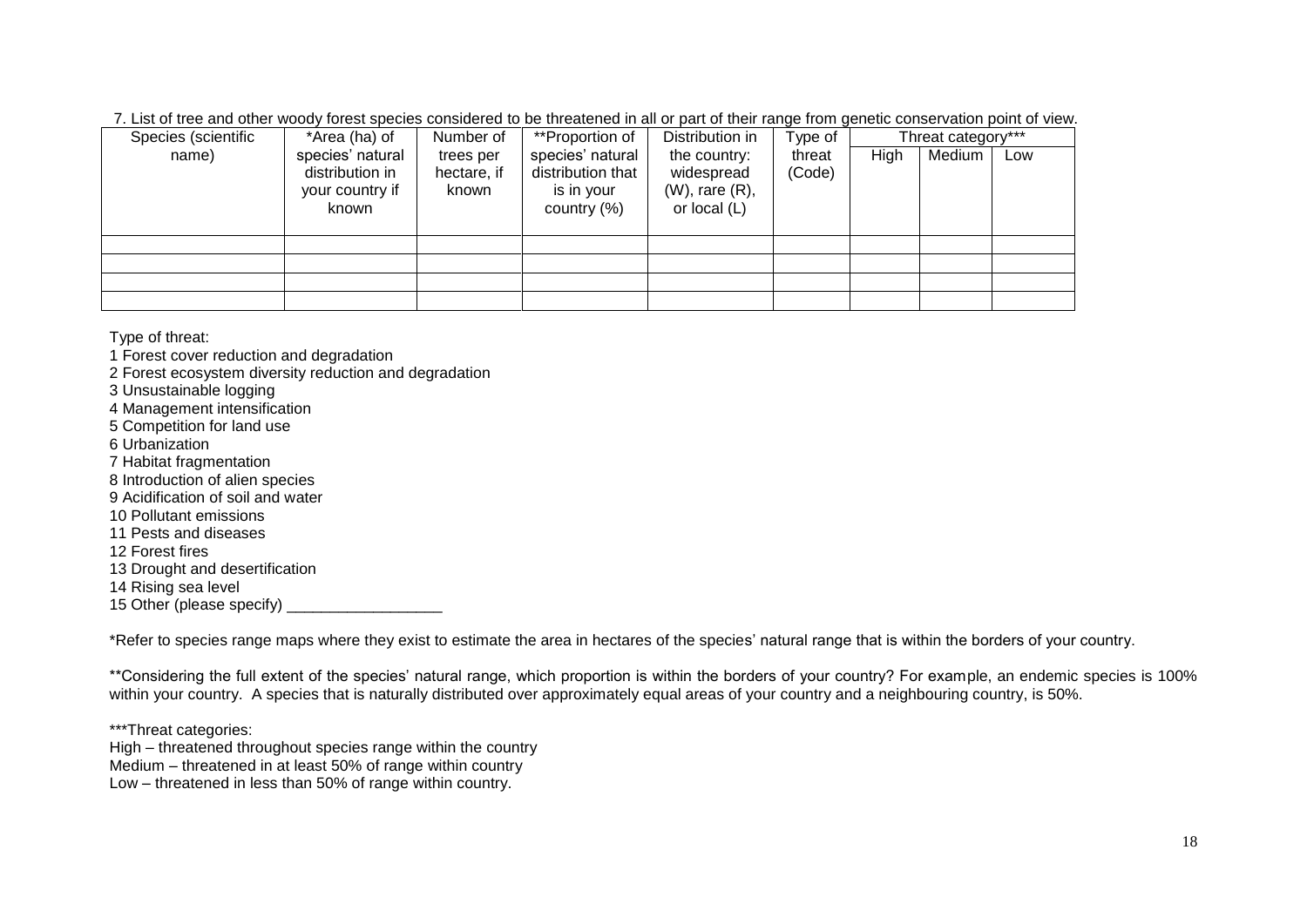7. List of tree and other woody forest species considered to be threatened in all or part of their range from genetic conservation point of view.

| Species (scientific name) | *Area (ha) of species' natural distribution in your country if known | Number of trees per hectare, if known | **Proportion of species' natural distribution that is in your country (%) | Distribution in the country: widespread (W), rare (R), or local (L) | Type of threat (Code) | Threat category*** | | |
|---|---|---|---|---|---|---|---|---|
| | | | | | | High | Medium | Low |
| | | | | | | | | |
| | | | | | | | | |
| | | | | | | | | |
| | | | | | | | | |

Type of threat:
1 Forest cover reduction and degradation
2 Forest ecosystem diversity reduction and degradation
3 Unsustainable logging
4 Management intensification
5 Competition for land use
6 Urbanization
7 Habitat fragmentation
8 Introduction of alien species
9 Acidification of soil and water
10 Pollutant emissions
11 Pests and diseases
12 Forest fires
13 Drought and desertification
14 Rising sea level
15 Other (please specify) __________________

*Refer to species range maps where they exist to estimate the area in hectares of the species' natural range that is within the borders of your country.

**Considering the full extent of the species' natural range, which proportion is within the borders of your country? For example, an endemic species is 100% within your country. A species that is naturally distributed over approximately equal areas of your country and a neighbouring country, is 50%.

***Threat categories:
High – threatened throughout species range within the country
Medium – threatened in at least 50% of range within country
Low – threatened in less than 50% of range within country.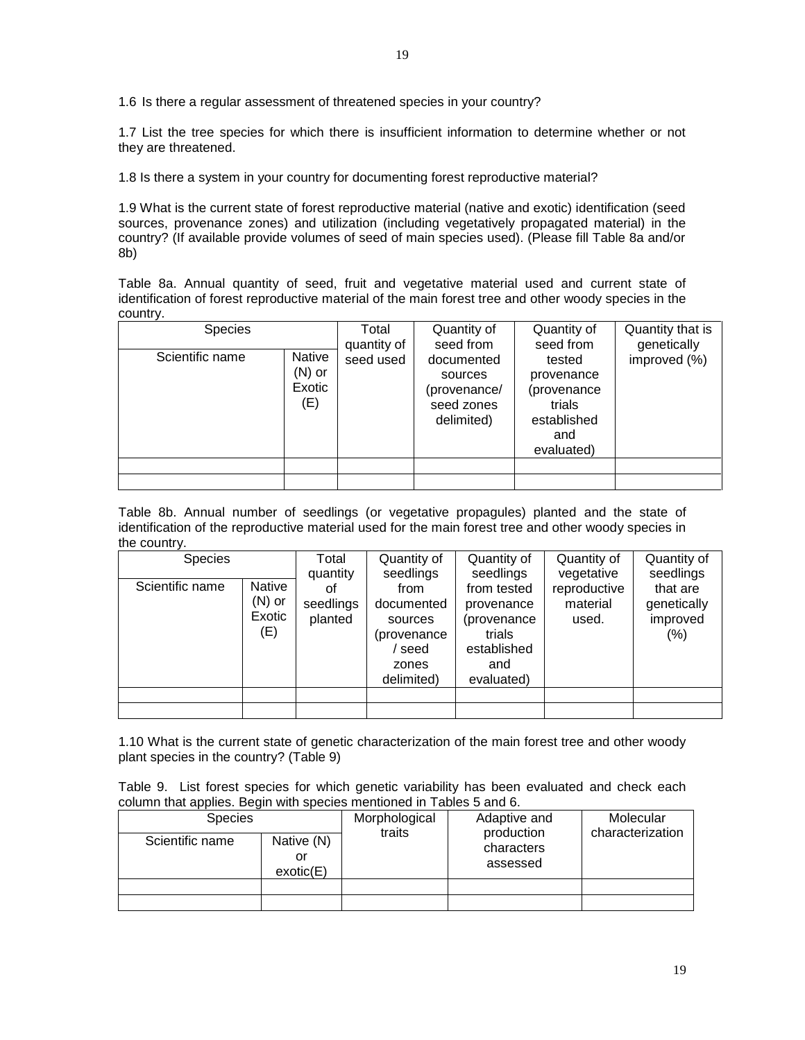1.6 Is there a regular assessment of threatened species in your country?

1.7 List the tree species for which there is insufficient information to determine whether or not they are threatened.

1.8 Is there a system in your country for documenting forest reproductive material?

1.9 What is the current state of forest reproductive material (native and exotic) identification (seed sources, provenance zones) and utilization (including vegetatively propagated material) in the country? (If available provide volumes of seed of main species used). (Please fill Table 8a and/or 8b)

Table 8a. Annual quantity of seed, fruit and vegetative material used and current state of identification of forest reproductive material of the main forest tree and other woody species in the country.

| Species | | Total quantity of seed used | Quantity of seed from documented sources (provenance/ seed zones delimited) | Quantity of seed from tested provenance (provenance trials established and evaluated) | Quantity that is genetically improved (%) |
|---|---|---|---|---|---|
| Scientific name | Native (N) or Exotic (E) | | | | |
| | | | | | |
| | | | | | |

Table 8b. Annual number of seedlings (or vegetative propagules) planted and the state of identification of the reproductive material used for the main forest tree and other woody species in the country.

| Species | | Total quantity of seedlings planted | Quantity of seedlings from documented sources (provenance / seed zones delimited) | Quantity of seedlings from tested provenance (provenance trials established and evaluated) | Quantity of vegetative reproductive material used. | Quantity of seedlings that are genetically improved (%) |
|---|---|---|---|---|---|---|
| Scientific name | Native (N) or Exotic (E) | | | | | |
| | | | | | | |
| | | | | | | |

1.10 What is the current state of genetic characterization of the main forest tree and other woody plant species in the country? (Table 9)

Table 9. List forest species for which genetic variability has been evaluated and check each column that applies. Begin with species mentioned in Tables 5 and 6.

| Species | | Morphological traits | Adaptive and production characters assessed | Molecular characterization |
|---|---|---|---|---|
| Scientific name | Native (N) or exotic(E) | | | |
| | | | | |
| | | | | |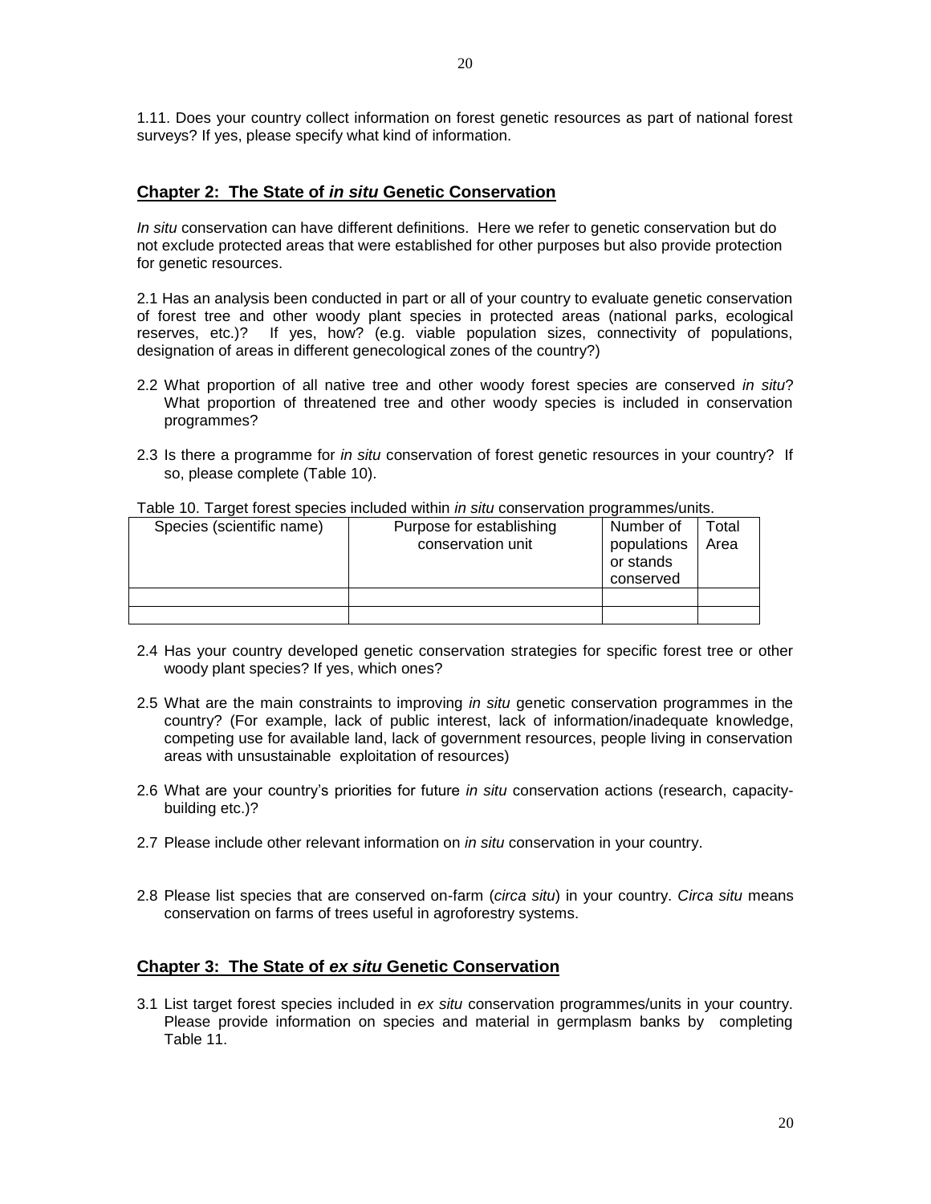1.11. Does your country collect information on forest genetic resources as part of national forest surveys? If yes, please specify what kind of information.

## Chapter 2: The State of *in situ* Genetic Conservation

*In situ* conservation can have different definitions. Here we refer to genetic conservation but do not exclude protected areas that were established for other purposes but also provide protection for genetic resources.

2.1 Has an analysis been conducted in part or all of your country to evaluate genetic conservation of forest tree and other woody plant species in protected areas (national parks, ecological reserves, etc.)? If yes, how? (e.g. viable population sizes, connectivity of populations, designation of areas in different genecological zones of the country?)

2.2 What proportion of all native tree and other woody forest species are conserved *in situ*? What proportion of threatened tree and other woody species is included in conservation programmes?

2.3 Is there a programme for *in situ* conservation of forest genetic resources in your country? If so, please complete (Table 10).

Table 10. Target forest species included within *in situ* conservation programmes/units.

| Species (scientific name) | Purpose for establishing conservation unit | Number of populations or stands conserved | Total Area |
|---|---|---|---|
| | | | |
| | | | |

2.4 Has your country developed genetic conservation strategies for specific forest tree or other woody plant species? If yes, which ones?

2.5 What are the main constraints to improving *in situ* genetic conservation programmes in the country? (For example, lack of public interest, lack of information/inadequate knowledge, competing use for available land, lack of government resources, people living in conservation areas with unsustainable exploitation of resources)

2.6 What are your country's priorities for future *in situ* conservation actions (research, capacity-building etc.)?

2.7 Please include other relevant information on *in situ* conservation in your country.

2.8 Please list species that are conserved on-farm (*circa situ*) in your country. *Circa situ* means conservation on farms of trees useful in agroforestry systems.

## Chapter 3: The State of *ex situ* Genetic Conservation

3.1 List target forest species included in *ex situ* conservation programmes/units in your country. Please provide information on species and material in germplasm banks by completing Table 11.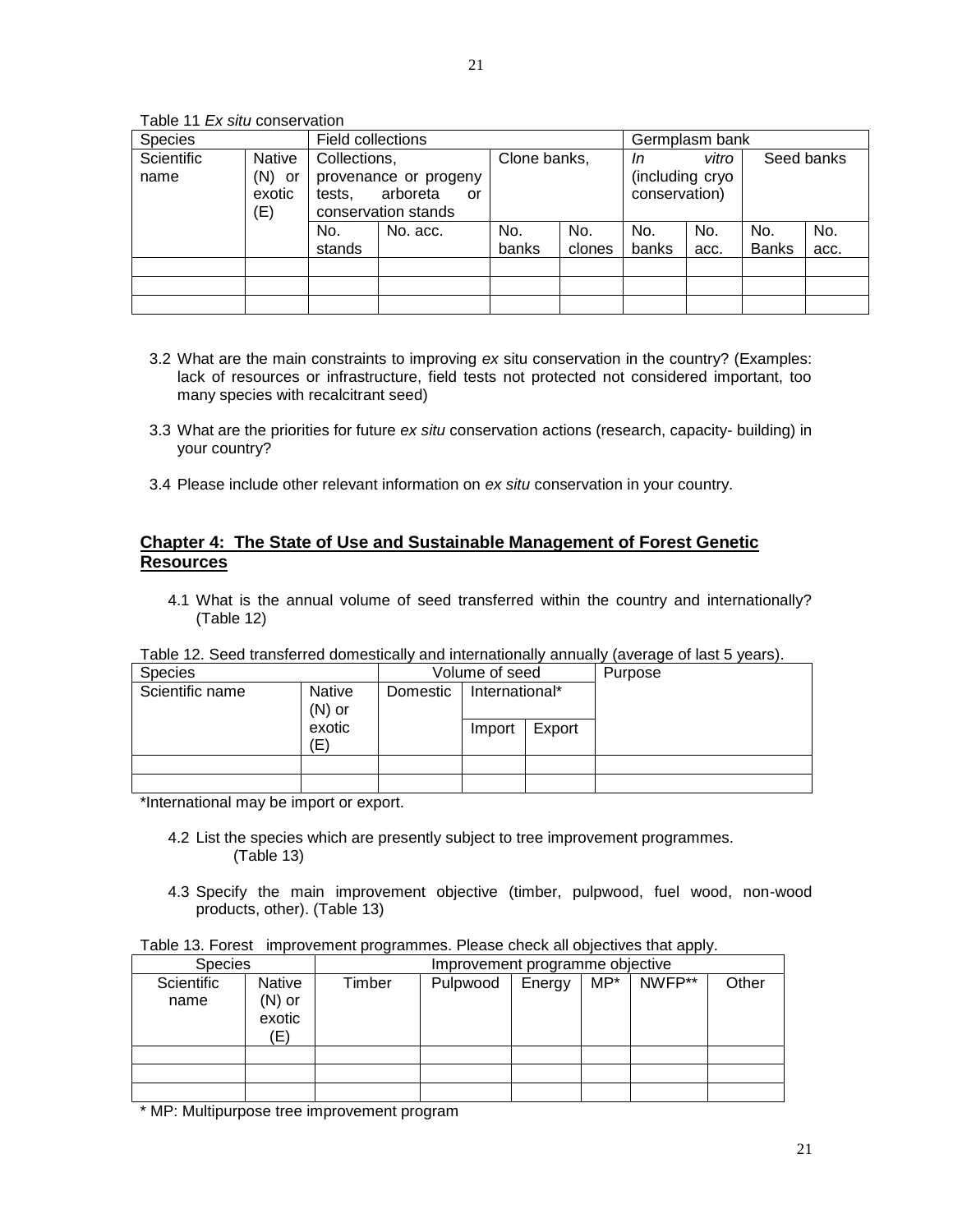Table 11 *Ex situ* conservation

| Species | | Field collections | | | | Germplasm bank | | | |
|---|---|---|---|---|---|---|---|---|---|
| Scientific name | Native (N) or exotic (E) | Collections, provenance or progeny tests, arboreta or conservation stands | | Clone banks, | | *In vitro* (including cryo conservation) | | Seed banks | |
| | | No. stands | No. acc. | No. banks | No. clones | No. banks | No. acc. | No. Banks | No. acc. |
| | | | | | | | | | |
| | | | | | | | | | |
| | | | | | | | | | |

3.2 What are the main constraints to improving *ex* situ conservation in the country? (Examples: lack of resources or infrastructure, field tests not protected not considered important, too many species with recalcitrant seed)

3.3 What are the priorities for future *ex situ* conservation actions (research, capacity- building) in your country?

3.4 Please include other relevant information on *ex situ* conservation in your country.

## Chapter 4: The State of Use and Sustainable Management of Forest Genetic Resources

4.1 What is the annual volume of seed transferred within the country and internationally? (Table 12)

Table 12. Seed transferred domestically and internationally annually (average of last 5 years).

| Species | | Volume of seed | | | Purpose |
|---|---|---|---|---|---|
| Scientific name | Native (N) or exotic (E) | Domestic | International* | | |
| | | | Import | Export | |
| | | | | | |
| | | | | | |

*International may be import or export.

4.2 List the species which are presently subject to tree improvement programmes. (Table 13)

4.3 Specify the main improvement objective (timber, pulpwood, fuel wood, non-wood products, other). (Table 13)

Table 13. Forest improvement programmes. Please check all objectives that apply.

| Species | | Improvement programme objective | | | | | |
|---|---|---|---|---|---|---|---|
| Scientific name | Native (N) or exotic (E) | Timber | Pulpwood | Energy | MP* | NWFP** | Other |
| | | | | | | | |
| | | | | | | | |
| | | | | | | | |

* MP: Multipurpose tree improvement program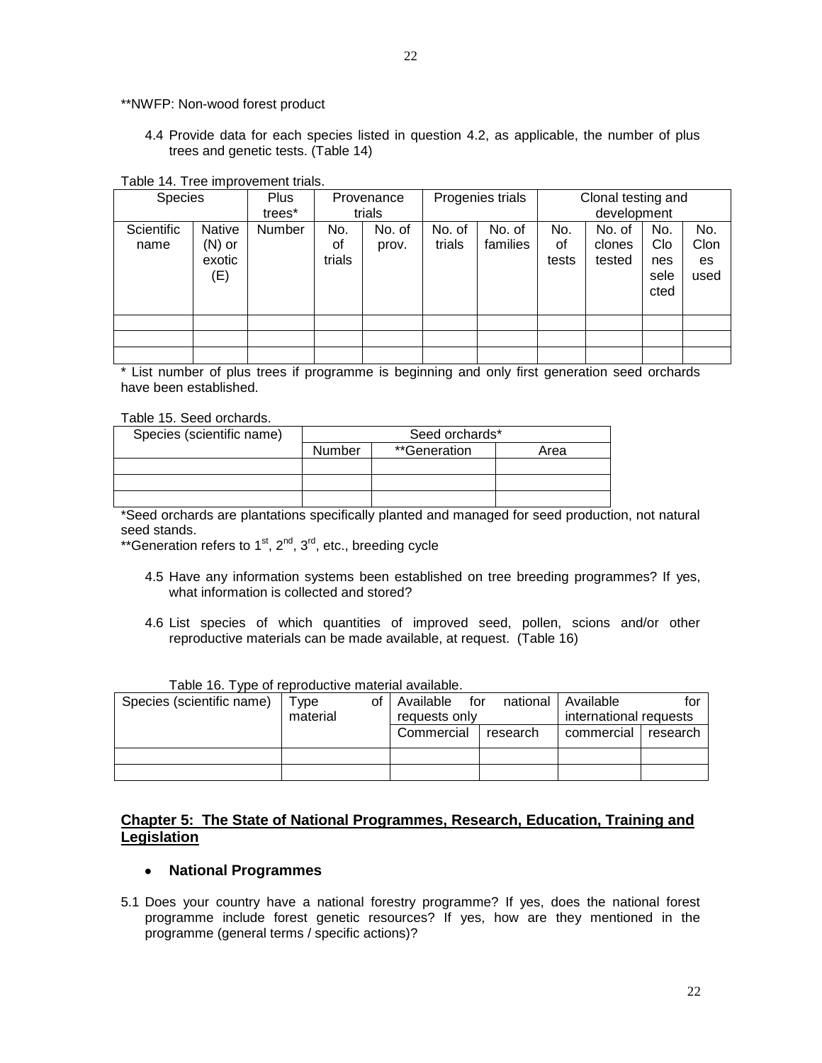**NWFP: Non-wood forest product

4.4 Provide data for each species listed in question 4.2, as applicable, the number of plus trees and genetic tests. (Table 14)

Table 14. Tree improvement trials.

| Species | | Plus trees* | Provenance trials | | Progenies trials | | Clonal testing and development | | | |
|---|---|---|---|---|---|---|---|---|---|---|
| Scientific name | Native (N) or exotic (E) | Number | No. of trials | No. of prov. | No. of trials | No. of families | No. of tests | No. of clones tested | No. Clones selected | No. Clones used |
| | | | | | | | | | | |
| | | | | | | | | | | |
| | | | | | | | | | | |

* List number of plus trees if programme is beginning and only first generation seed orchards have been established.

Table 15. Seed orchards.

| Species (scientific name) | Seed orchards* | | |
|---|---|---|---|
| | Number | **Generation | Area |
| | | | |
| | | | |
| | | | |

*Seed orchards are plantations specifically planted and managed for seed production, not natural seed stands.
**Generation refers to 1st, 2nd, 3rd, etc., breeding cycle

4.5 Have any information systems been established on tree breeding programmes? If yes, what information is collected and stored?

4.6 List species of which quantities of improved seed, pollen, scions and/or other reproductive materials can be made available, at request. (Table 16)

Table 16. Type of reproductive material available.

| Species (scientific name) | Type of material | Available for national requests only | | Available for international requests | |
|---|---|---|---|---|---|
| | | Commercial | research | commercial | research |
| | | | | | |
| | | | | | |

## Chapter 5: The State of National Programmes, Research, Education, Training and Legislation

- **National Programmes**

5.1 Does your country have a national forestry programme? If yes, does the national forest programme include forest genetic resources? If yes, how are they mentioned in the programme (general terms / specific actions)?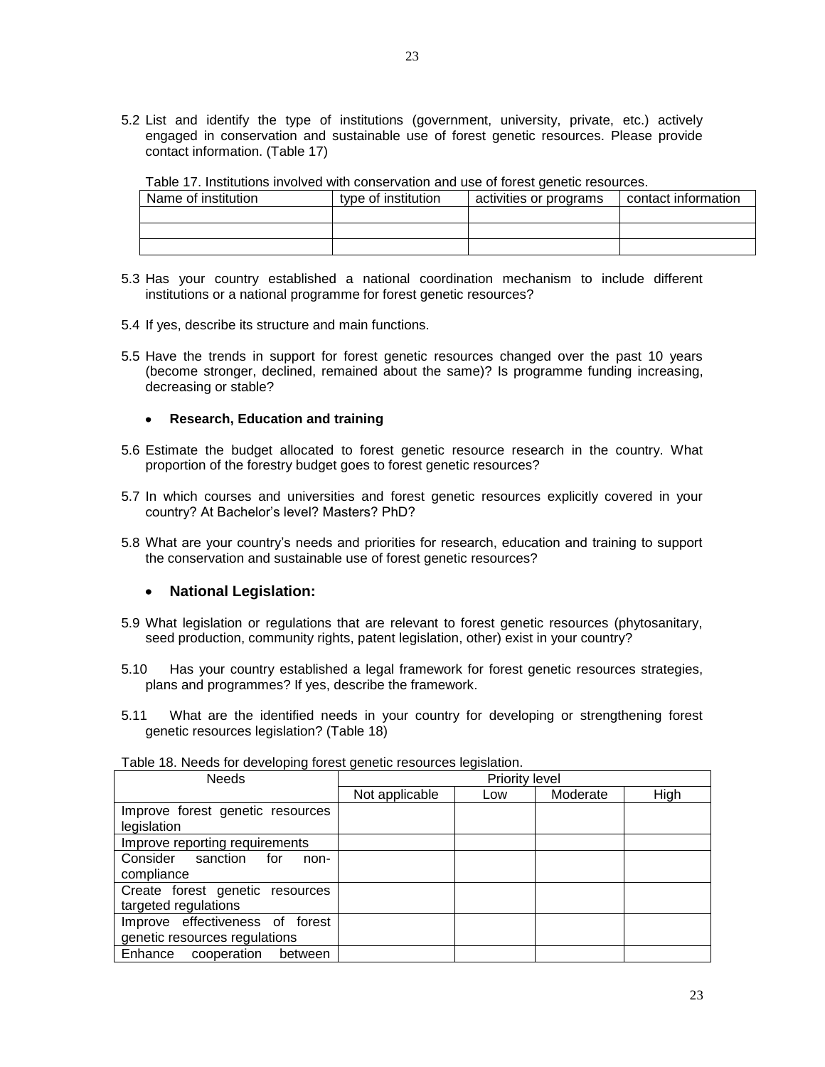5.2 List and identify the type of institutions (government, university, private, etc.) actively engaged in conservation and sustainable use of forest genetic resources. Please provide contact information. (Table 17)

Table 17. Institutions involved with conservation and use of forest genetic resources.

| Name of institution | type of institution | activities or programs | contact information |
|---|---|---|---|
| | | | |
| | | | |
| | | | |

5.3 Has your country established a national coordination mechanism to include different institutions or a national programme for forest genetic resources?

5.4 If yes, describe its structure and main functions.

5.5 Have the trends in support for forest genetic resources changed over the past 10 years (become stronger, declined, remained about the same)? Is programme funding increasing, decreasing or stable?

- **Research, Education and training**

5.6 Estimate the budget allocated to forest genetic resource research in the country. What proportion of the forestry budget goes to forest genetic resources?

5.7 In which courses and universities and forest genetic resources explicitly covered in your country? At Bachelor's level? Masters? PhD?

5.8 What are your country's needs and priorities for research, education and training to support the conservation and sustainable use of forest genetic resources?

- **National Legislation:**

5.9 What legislation or regulations that are relevant to forest genetic resources (phytosanitary, seed production, community rights, patent legislation, other) exist in your country?

5.10 Has your country established a legal framework for forest genetic resources strategies, plans and programmes? If yes, describe the framework.

5.11 What are the identified needs in your country for developing or strengthening forest genetic resources legislation? (Table 18)

Table 18. Needs for developing forest genetic resources legislation.

| Needs | Priority level | | | |
|---|---|---|---|---|
| | Not applicable | Low | Moderate | High |
| Improve forest genetic resources legislation | | | | |
| Improve reporting requirements | | | | |
| Consider sanction for non-compliance | | | | |
| Create forest genetic resources targeted regulations | | | | |
| Improve effectiveness of forest genetic resources regulations | | | | |
| Enhance cooperation between | | | | |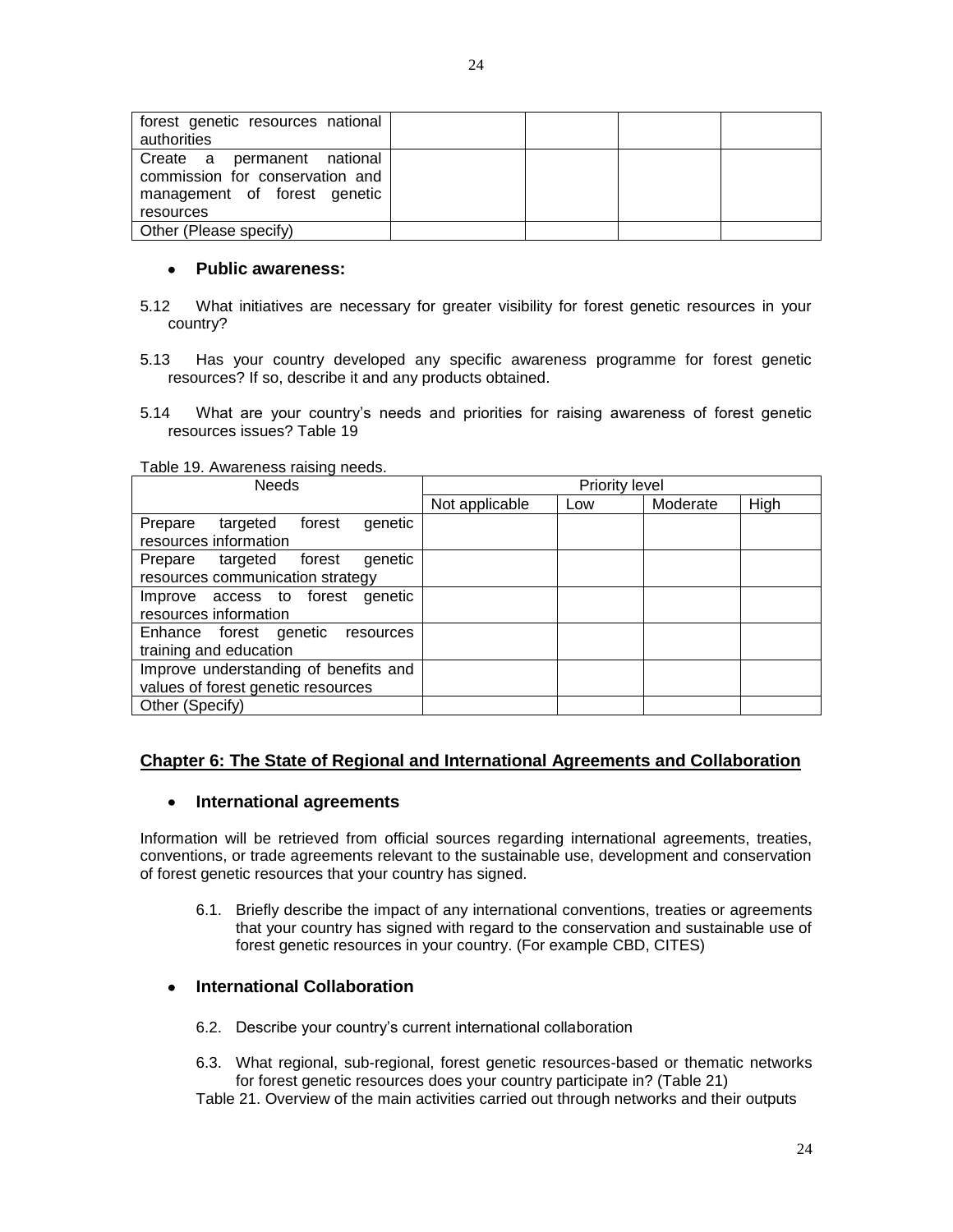| forest genetic resources national authorities | | | | |
|---|---|---|---|---|
| Create a permanent national commission for conservation and management of forest genetic resources | | | | |
| Other (Please specify) | | | | |

- **Public awareness:**

5.12 What initiatives are necessary for greater visibility for forest genetic resources in your country?

5.13 Has your country developed any specific awareness programme for forest genetic resources? If so, describe it and any products obtained.

5.14 What are your country's needs and priorities for raising awareness of forest genetic resources issues? Table 19

Table 19. Awareness raising needs.

| Needs | Priority level | | | |
|---|---|---|---|---|
| | Not applicable | Low | Moderate | High |
| Prepare targeted forest genetic resources information | | | | |
| Prepare targeted forest genetic resources communication strategy | | | | |
| Improve access to forest genetic resources information | | | | |
| Enhance forest genetic resources training and education | | | | |
| Improve understanding of benefits and values of forest genetic resources | | | | |
| Other (Specify) | | | | |

## Chapter 6: The State of Regional and International Agreements and Collaboration

- **International agreements**

Information will be retrieved from official sources regarding international agreements, treaties, conventions, or trade agreements relevant to the sustainable use, development and conservation of forest genetic resources that your country has signed.

6.1. Briefly describe the impact of any international conventions, treaties or agreements that your country has signed with regard to the conservation and sustainable use of forest genetic resources in your country. (For example CBD, CITES)

- **International Collaboration**

6.2. Describe your country's current international collaboration

6.3. What regional, sub-regional, forest genetic resources-based or thematic networks for forest genetic resources does your country participate in? (Table 21)

Table 21. Overview of the main activities carried out through networks and their outputs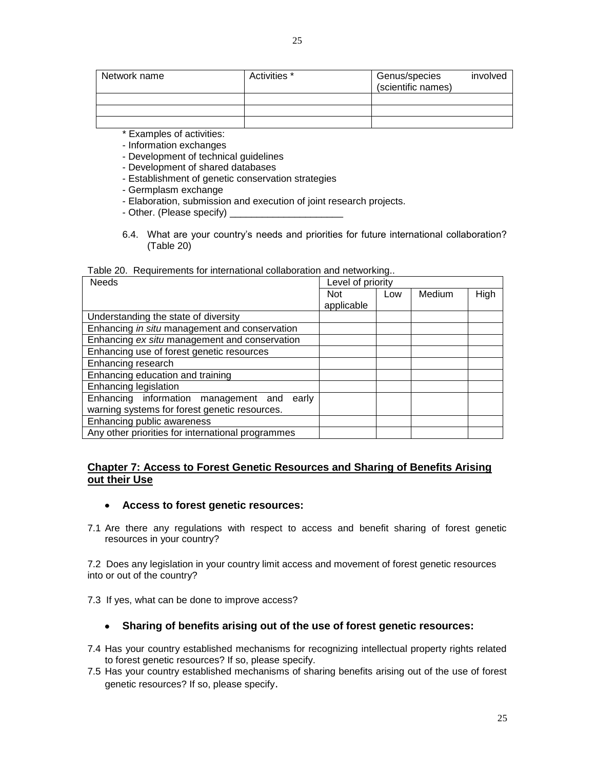| Network name | Activities * | Genus/species involved (scientific names) |
|---|---|---|
| | | |
| | | |
| | | |

\* Examples of activities:

- Information exchanges
- Development of technical guidelines
- Development of shared databases
- Establishment of genetic conservation strategies
- Germplasm exchange
- Elaboration, submission and execution of joint research projects.
- Other. (Please specify) _____________________

6.4. What are your country's needs and priorities for future international collaboration? (Table 20)

Table 20. Requirements for international collaboration and networking..

| Needs | Level of priority | | | |
|---|---|---|---|---|
| | Not applicable | Low | Medium | High |
| Understanding the state of diversity | | | | |
| Enhancing *in situ* management and conservation | | | | |
| Enhancing *ex situ* management and conservation | | | | |
| Enhancing use of forest genetic resources | | | | |
| Enhancing research | | | | |
| Enhancing education and training | | | | |
| Enhancing legislation | | | | |
| Enhancing information management and early warning systems for forest genetic resources. | | | | |
| Enhancing public awareness | | | | |
| Any other priorities for international programmes | | | | |

## Chapter 7: Access to Forest Genetic Resources and Sharing of Benefits Arising out their Use

- **Access to forest genetic resources:**

7.1 Are there any regulations with respect to access and benefit sharing of forest genetic resources in your country?

7.2 Does any legislation in your country limit access and movement of forest genetic resources into or out of the country?

7.3 If yes, what can be done to improve access?

- **Sharing of benefits arising out of the use of forest genetic resources:**

7.4 Has your country established mechanisms for recognizing intellectual property rights related to forest genetic resources? If so, please specify.

7.5 Has your country established mechanisms of sharing benefits arising out of the use of forest genetic resources? If so, please specify.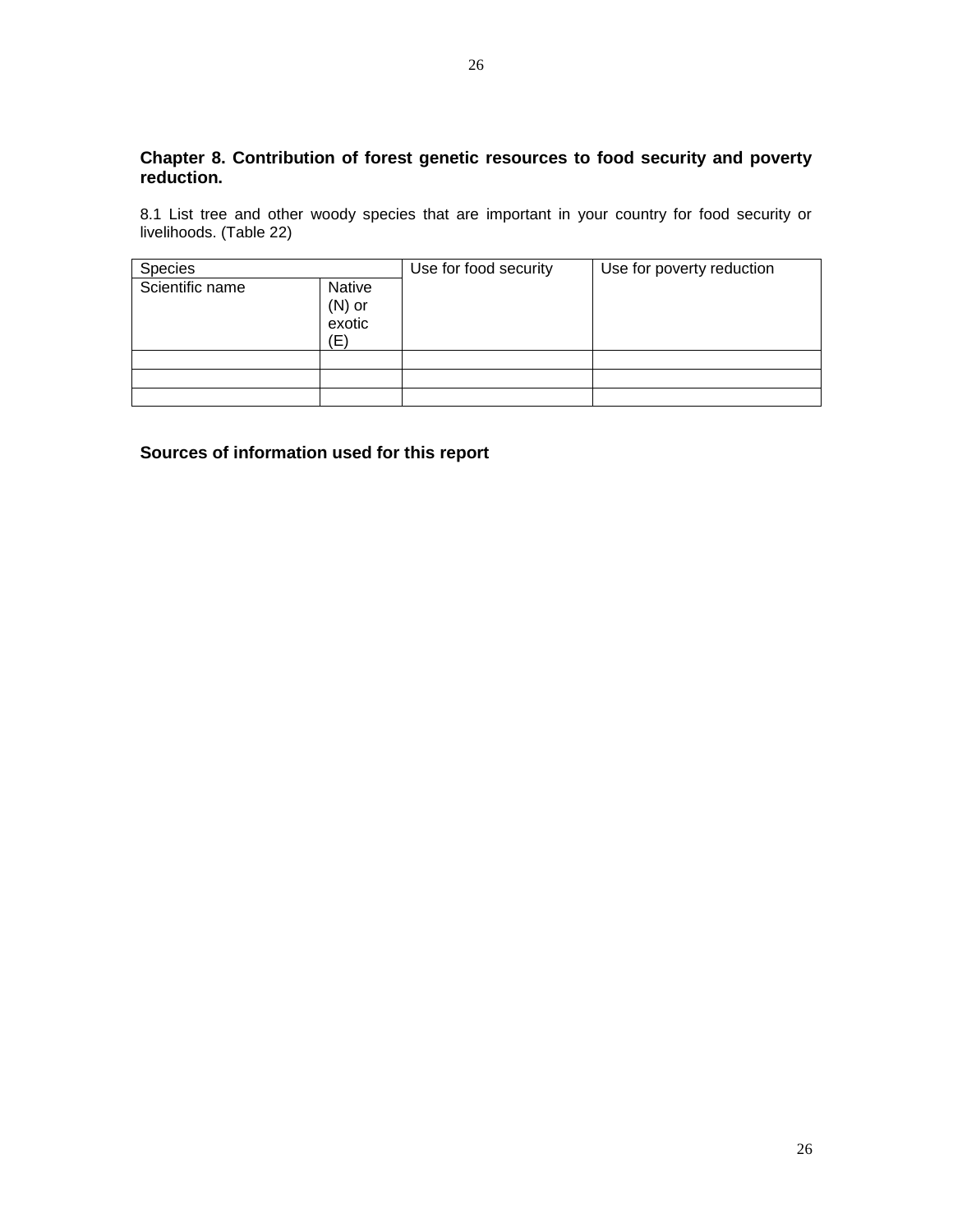## Chapter 8. Contribution of forest genetic resources to food security and poverty reduction.

8.1 List tree and other woody species that are important in your country for food security or livelihoods. (Table 22)

| Species | | Use for food security | Use for poverty reduction |
|---|---|---|---|
| Scientific name | Native (N) or exotic (E) | | |
| | | | |
| | | | |
| | | | |

## Sources of information used for this report